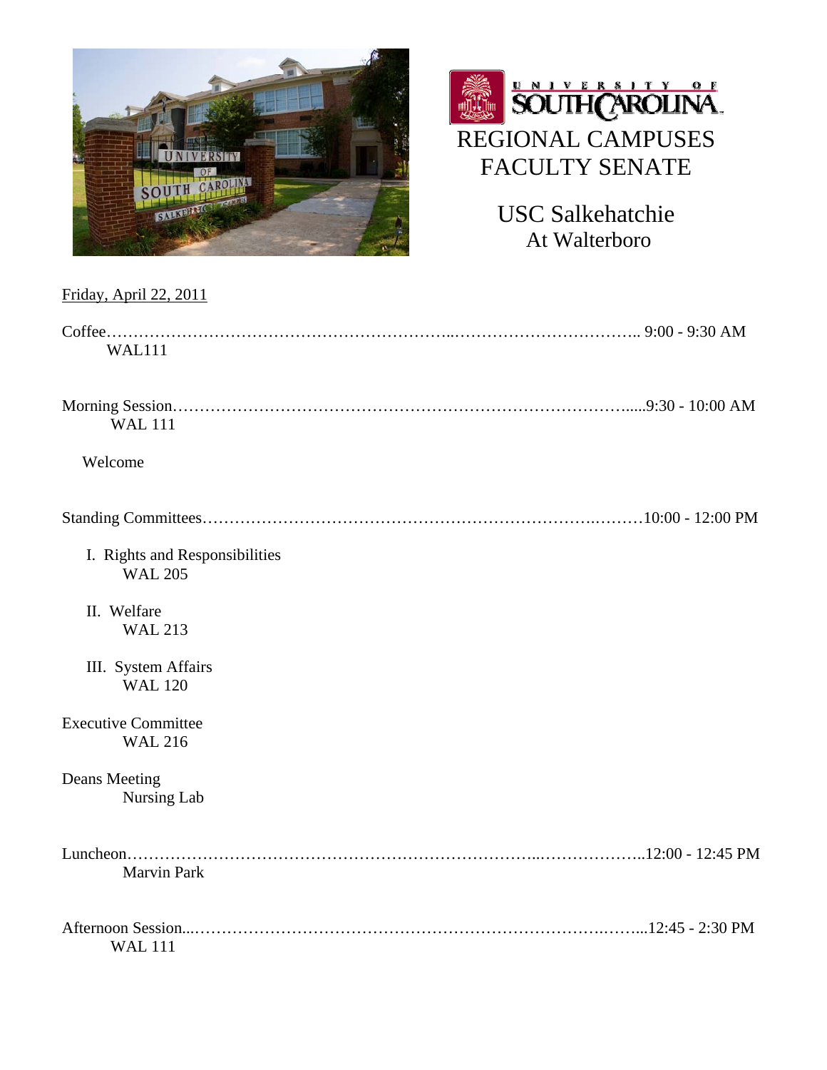# UNIVERSITY OF SOUTH CAROLINA

# REGIONAL CAMPUSES FACULTY SENATE

## USC Salkehatchie
### At Walterboro

Friday, April 22, 2011

Coffee………………………………………………………………………………………….. 9:00 - 9:30 AM
WAL111

Morning Session…………………………………………………………………………….....9:30 - 10:00 AM
WAL 111

Welcome

Standing Committees………………………………………………………………….………10:00 - 12:00 PM

I. Rights and Responsibilities
WAL 205

II. Welfare
WAL 213

III. System Affairs
WAL 120

Executive Committee
WAL 216

Deans Meeting
Nursing Lab

Luncheon…………………………………………………………………...………………..12:00 - 12:45 PM
Marvin Park

Afternoon Session...…………………………………………………………………….……...12:45 - 2:30 PM
WAL 111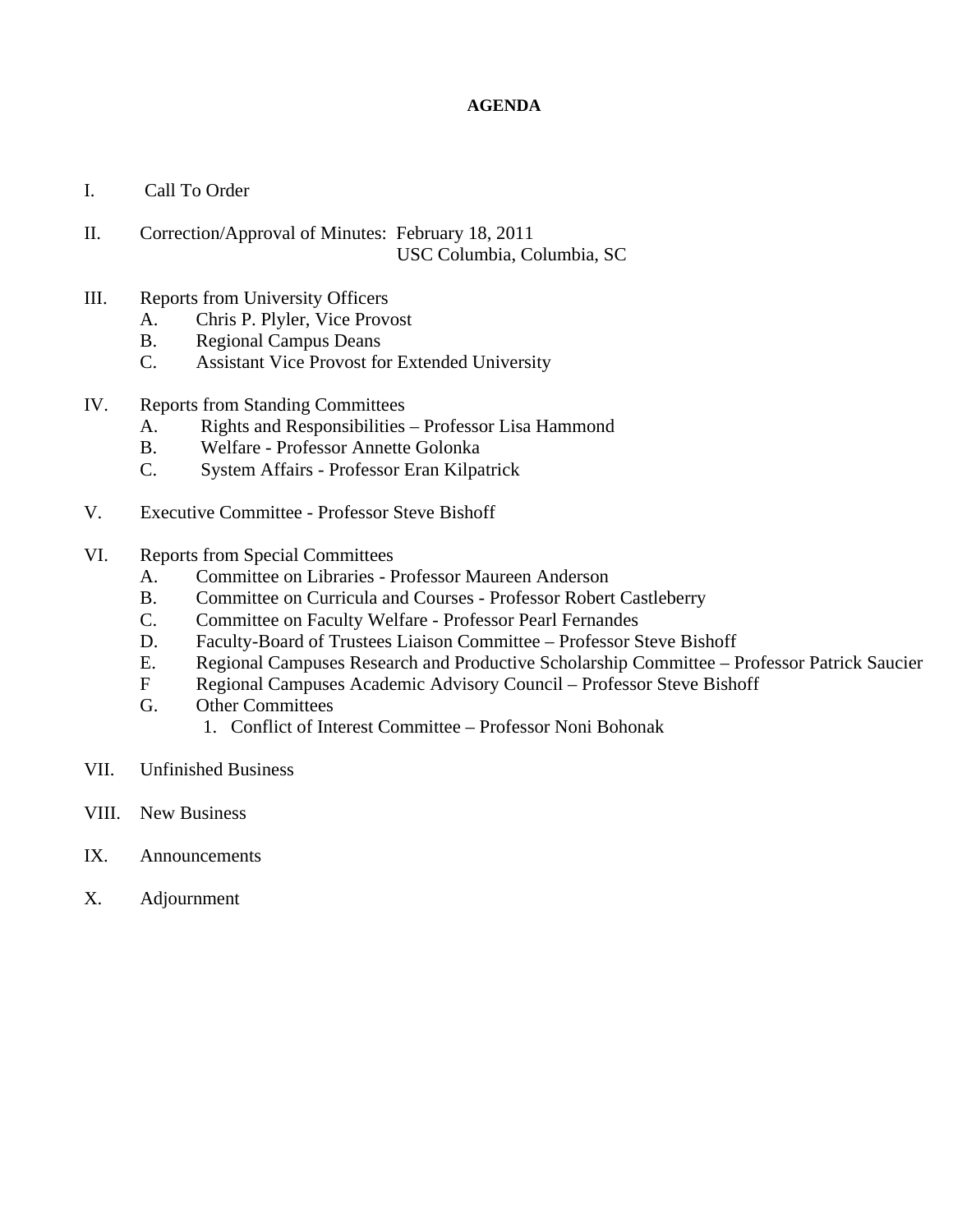**AGENDA**

I. Call To Order

II. Correction/Approval of Minutes: February 18, 2011
USC Columbia, Columbia, SC

III. Reports from University Officers
   A. Chris P. Plyler, Vice Provost
   B. Regional Campus Deans
   C. Assistant Vice Provost for Extended University

IV. Reports from Standing Committees
   A. Rights and Responsibilities – Professor Lisa Hammond
   B. Welfare - Professor Annette Golonka
   C. System Affairs - Professor Eran Kilpatrick

V. Executive Committee - Professor Steve Bishoff

VI. Reports from Special Committees
   A. Committee on Libraries - Professor Maureen Anderson
   B. Committee on Curricula and Courses - Professor Robert Castleberry
   C. Committee on Faculty Welfare - Professor Pearl Fernandes
   D. Faculty-Board of Trustees Liaison Committee – Professor Steve Bishoff
   E. Regional Campuses Research and Productive Scholarship Committee – Professor Patrick Saucier
   F Regional Campuses Academic Advisory Council – Professor Steve Bishoff
   G. Other Committees
      1. Conflict of Interest Committee – Professor Noni Bohonak

VII. Unfinished Business

VIII. New Business

IX. Announcements

X. Adjournment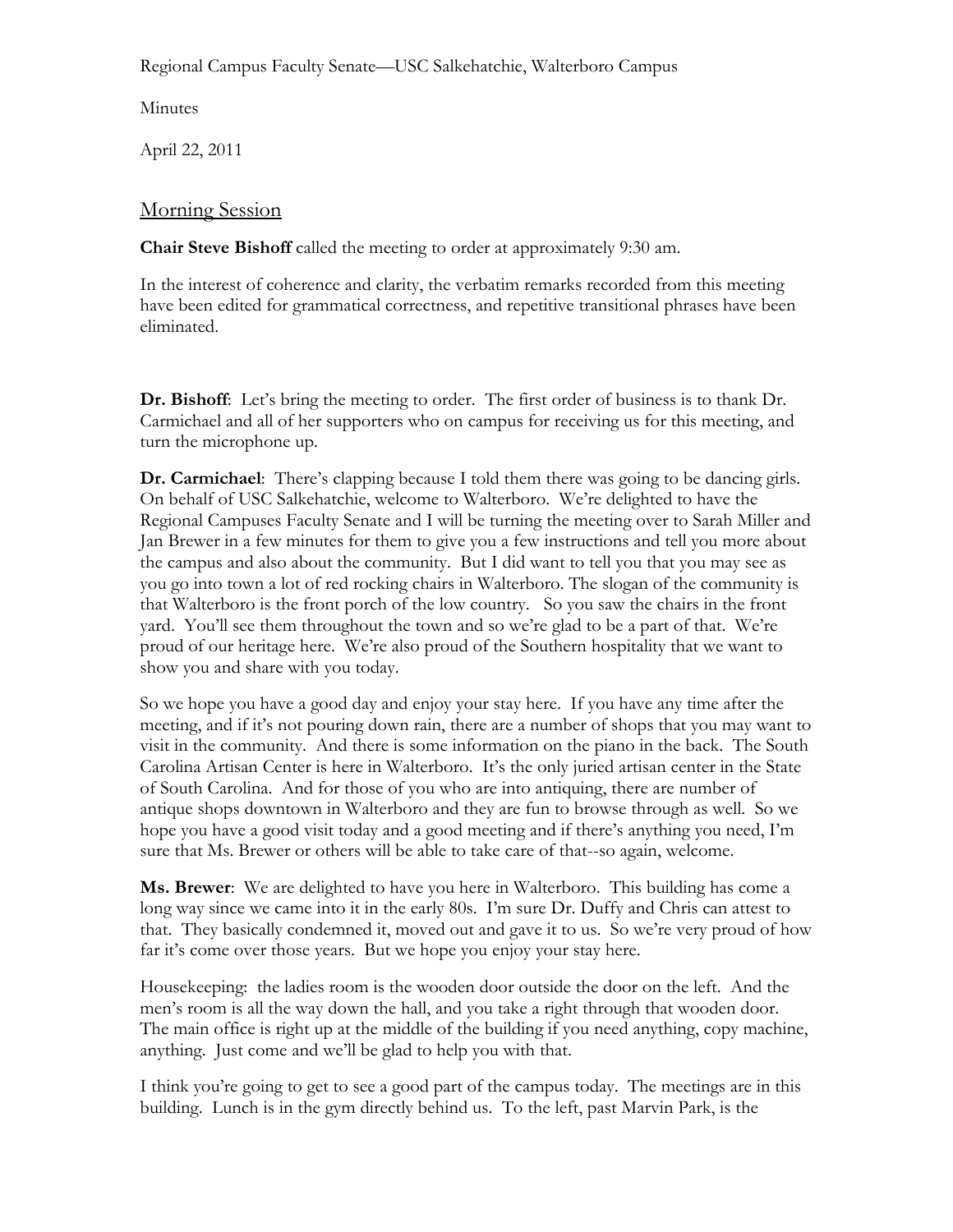Regional Campus Faculty Senate—USC Salkehatchie, Walterboro Campus

Minutes

April 22, 2011

## Morning Session

**Chair Steve Bishoff** called the meeting to order at approximately 9:30 am.

In the interest of coherence and clarity, the verbatim remarks recorded from this meeting have been edited for grammatical correctness, and repetitive transitional phrases have been eliminated.

**Dr. Bishoff**: Let's bring the meeting to order. The first order of business is to thank Dr. Carmichael and all of her supporters who on campus for receiving us for this meeting, and turn the microphone up.

**Dr. Carmichael**: There's clapping because I told them there was going to be dancing girls. On behalf of USC Salkehatchie, welcome to Walterboro. We're delighted to have the Regional Campuses Faculty Senate and I will be turning the meeting over to Sarah Miller and Jan Brewer in a few minutes for them to give you a few instructions and tell you more about the campus and also about the community. But I did want to tell you that you may see as you go into town a lot of red rocking chairs in Walterboro. The slogan of the community is that Walterboro is the front porch of the low country. So you saw the chairs in the front yard. You'll see them throughout the town and so we're glad to be a part of that. We're proud of our heritage here. We're also proud of the Southern hospitality that we want to show you and share with you today.

So we hope you have a good day and enjoy your stay here. If you have any time after the meeting, and if it's not pouring down rain, there are a number of shops that you may want to visit in the community. And there is some information on the piano in the back. The South Carolina Artisan Center is here in Walterboro. It's the only juried artisan center in the State of South Carolina. And for those of you who are into antiquing, there are number of antique shops downtown in Walterboro and they are fun to browse through as well. So we hope you have a good visit today and a good meeting and if there's anything you need, I'm sure that Ms. Brewer or others will be able to take care of that--so again, welcome.

**Ms. Brewer**: We are delighted to have you here in Walterboro. This building has come a long way since we came into it in the early 80s. I'm sure Dr. Duffy and Chris can attest to that. They basically condemned it, moved out and gave it to us. So we're very proud of how far it's come over those years. But we hope you enjoy your stay here.

Housekeeping: the ladies room is the wooden door outside the door on the left. And the men's room is all the way down the hall, and you take a right through that wooden door. The main office is right up at the middle of the building if you need anything, copy machine, anything. Just come and we'll be glad to help you with that.

I think you're going to get to see a good part of the campus today. The meetings are in this building. Lunch is in the gym directly behind us. To the left, past Marvin Park, is the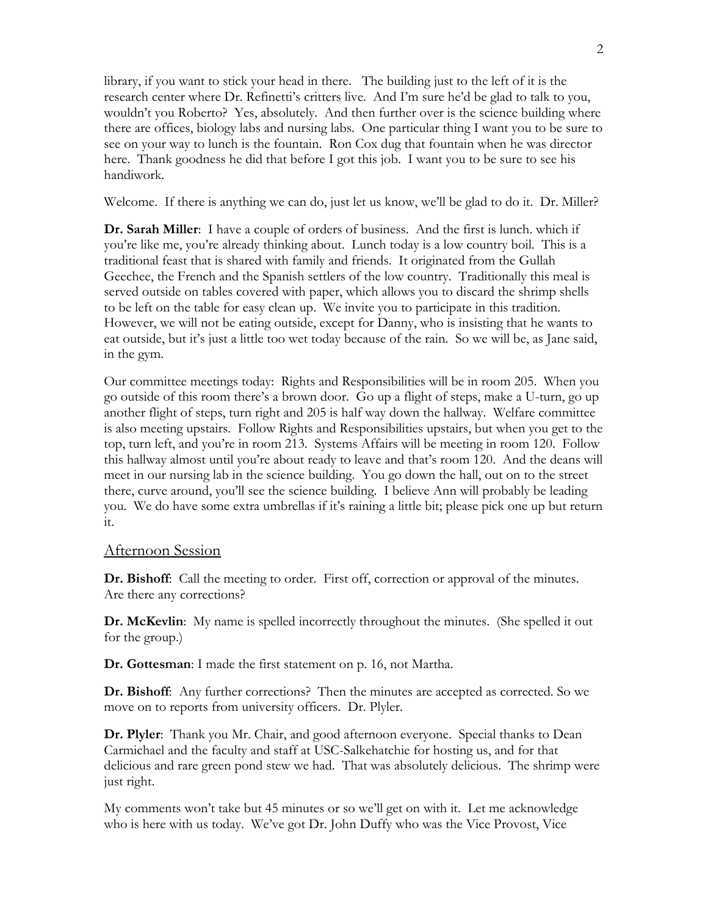library, if you want to stick your head in there. The building just to the left of it is the research center where Dr. Refinetti's critters live. And I'm sure he'd be glad to talk to you, wouldn't you Roberto? Yes, absolutely. And then further over is the science building where there are offices, biology labs and nursing labs. One particular thing I want you to be sure to see on your way to lunch is the fountain. Ron Cox dug that fountain when he was director here. Thank goodness he did that before I got this job. I want you to be sure to see his handiwork.

Welcome. If there is anything we can do, just let us know, we'll be glad to do it. Dr. Miller?

**Dr. Sarah Miller**: I have a couple of orders of business. And the first is lunch. which if you're like me, you're already thinking about. Lunch today is a low country boil. This is a traditional feast that is shared with family and friends. It originated from the Gullah Geechee, the French and the Spanish settlers of the low country. Traditionally this meal is served outside on tables covered with paper, which allows you to discard the shrimp shells to be left on the table for easy clean up. We invite you to participate in this tradition. However, we will not be eating outside, except for Danny, who is insisting that he wants to eat outside, but it's just a little too wet today because of the rain. So we will be, as Jane said, in the gym.

Our committee meetings today: Rights and Responsibilities will be in room 205. When you go outside of this room there's a brown door. Go up a flight of steps, make a U-turn, go up another flight of steps, turn right and 205 is half way down the hallway. Welfare committee is also meeting upstairs. Follow Rights and Responsibilities upstairs, but when you get to the top, turn left, and you're in room 213. Systems Affairs will be meeting in room 120. Follow this hallway almost until you're about ready to leave and that's room 120. And the deans will meet in our nursing lab in the science building. You go down the hall, out on to the street there, curve around, you'll see the science building. I believe Ann will probably be leading you. We do have some extra umbrellas if it's raining a little bit; please pick one up but return it.

## Afternoon Session

**Dr. Bishoff**: Call the meeting to order. First off, correction or approval of the minutes. Are there any corrections?

**Dr. McKevlin**: My name is spelled incorrectly throughout the minutes. (She spelled it out for the group.)

**Dr. Gottesman**: I made the first statement on p. 16, not Martha.

**Dr. Bishoff**: Any further corrections? Then the minutes are accepted as corrected. So we move on to reports from university officers. Dr. Plyler.

**Dr. Plyler**: Thank you Mr. Chair, and good afternoon everyone. Special thanks to Dean Carmichael and the faculty and staff at USC-Salkehatchie for hosting us, and for that delicious and rare green pond stew we had. That was absolutely delicious. The shrimp were just right.

My comments won't take but 45 minutes or so we'll get on with it. Let me acknowledge who is here with us today. We've got Dr. John Duffy who was the Vice Provost, Vice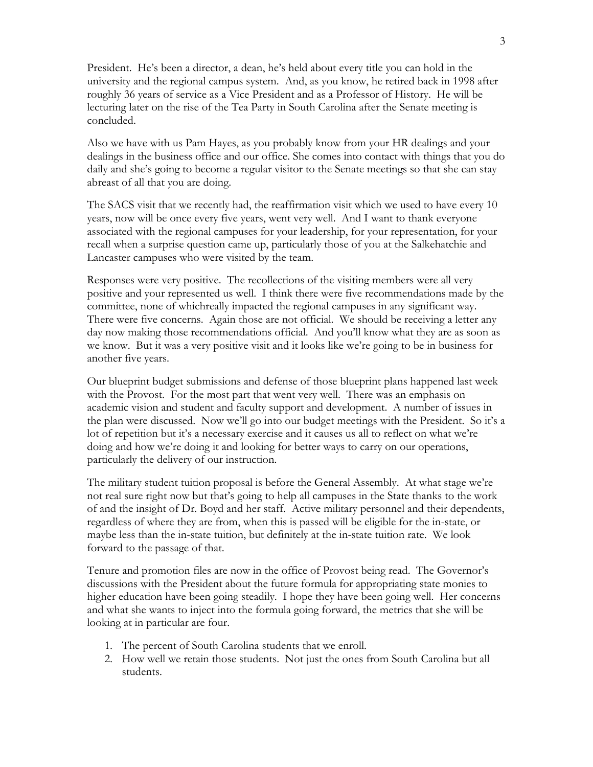President. He's been a director, a dean, he's held about every title you can hold in the university and the regional campus system. And, as you know, he retired back in 1998 after roughly 36 years of service as a Vice President and as a Professor of History. He will be lecturing later on the rise of the Tea Party in South Carolina after the Senate meeting is concluded.

Also we have with us Pam Hayes, as you probably know from your HR dealings and your dealings in the business office and our office. She comes into contact with things that you do daily and she's going to become a regular visitor to the Senate meetings so that she can stay abreast of all that you are doing.

The SACS visit that we recently had, the reaffirmation visit which we used to have every 10 years, now will be once every five years, went very well. And I want to thank everyone associated with the regional campuses for your leadership, for your representation, for your recall when a surprise question came up, particularly those of you at the Salkehatchie and Lancaster campuses who were visited by the team.

Responses were very positive. The recollections of the visiting members were all very positive and your represented us well. I think there were five recommendations made by the committee, none of whichreally impacted the regional campuses in any significant way. There were five concerns. Again those are not official. We should be receiving a letter any day now making those recommendations official. And you'll know what they are as soon as we know. But it was a very positive visit and it looks like we're going to be in business for another five years.

Our blueprint budget submissions and defense of those blueprint plans happened last week with the Provost. For the most part that went very well. There was an emphasis on academic vision and student and faculty support and development. A number of issues in the plan were discussed. Now we'll go into our budget meetings with the President. So it's a lot of repetition but it's a necessary exercise and it causes us all to reflect on what we're doing and how we're doing it and looking for better ways to carry on our operations, particularly the delivery of our instruction.

The military student tuition proposal is before the General Assembly. At what stage we're not real sure right now but that's going to help all campuses in the State thanks to the work of and the insight of Dr. Boyd and her staff. Active military personnel and their dependents, regardless of where they are from, when this is passed will be eligible for the in-state, or maybe less than the in-state tuition, but definitely at the in-state tuition rate. We look forward to the passage of that.

Tenure and promotion files are now in the office of Provost being read. The Governor's discussions with the President about the future formula for appropriating state monies to higher education have been going steadily. I hope they have been going well. Her concerns and what she wants to inject into the formula going forward, the metrics that she will be looking at in particular are four.

1. The percent of South Carolina students that we enroll.
2. How well we retain those students. Not just the ones from South Carolina but all students.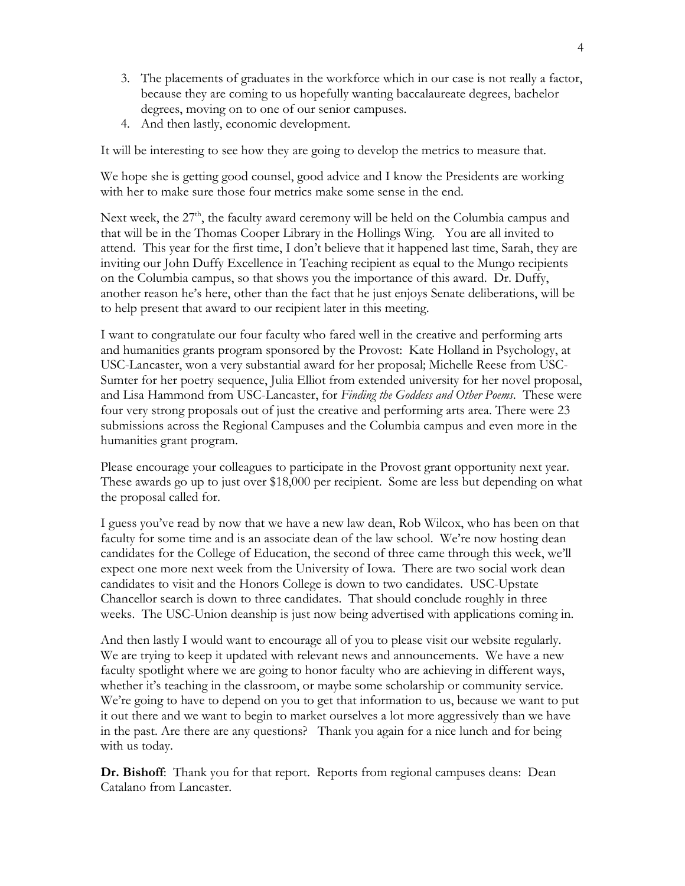3. The placements of graduates in the workforce which in our case is not really a factor, because they are coming to us hopefully wanting baccalaureate degrees, bachelor degrees, moving on to one of our senior campuses.
4. And then lastly, economic development.

It will be interesting to see how they are going to develop the metrics to measure that.

We hope she is getting good counsel, good advice and I know the Presidents are working with her to make sure those four metrics make some sense in the end.

Next week, the 27th, the faculty award ceremony will be held on the Columbia campus and that will be in the Thomas Cooper Library in the Hollings Wing. You are all invited to attend. This year for the first time, I don't believe that it happened last time, Sarah, they are inviting our John Duffy Excellence in Teaching recipient as equal to the Mungo recipients on the Columbia campus, so that shows you the importance of this award. Dr. Duffy, another reason he's here, other than the fact that he just enjoys Senate deliberations, will be to help present that award to our recipient later in this meeting.

I want to congratulate our four faculty who fared well in the creative and performing arts and humanities grants program sponsored by the Provost: Kate Holland in Psychology, at USC-Lancaster, won a very substantial award for her proposal; Michelle Reese from USC-Sumter for her poetry sequence, Julia Elliot from extended university for her novel proposal, and Lisa Hammond from USC-Lancaster, for *Finding the Goddess and Other Poems*. These were four very strong proposals out of just the creative and performing arts area. There were 23 submissions across the Regional Campuses and the Columbia campus and even more in the humanities grant program.

Please encourage your colleagues to participate in the Provost grant opportunity next year. These awards go up to just over $18,000 per recipient. Some are less but depending on what the proposal called for.

I guess you've read by now that we have a new law dean, Rob Wilcox, who has been on that faculty for some time and is an associate dean of the law school. We're now hosting dean candidates for the College of Education, the second of three came through this week, we'll expect one more next week from the University of Iowa. There are two social work dean candidates to visit and the Honors College is down to two candidates. USC-Upstate Chancellor search is down to three candidates. That should conclude roughly in three weeks. The USC-Union deanship is just now being advertised with applications coming in.

And then lastly I would want to encourage all of you to please visit our website regularly. We are trying to keep it updated with relevant news and announcements. We have a new faculty spotlight where we are going to honor faculty who are achieving in different ways, whether it's teaching in the classroom, or maybe some scholarship or community service. We're going to have to depend on you to get that information to us, because we want to put it out there and we want to begin to market ourselves a lot more aggressively than we have in the past. Are there are any questions? Thank you again for a nice lunch and for being with us today.

**Dr. Bishoff**: Thank you for that report. Reports from regional campuses deans: Dean Catalano from Lancaster.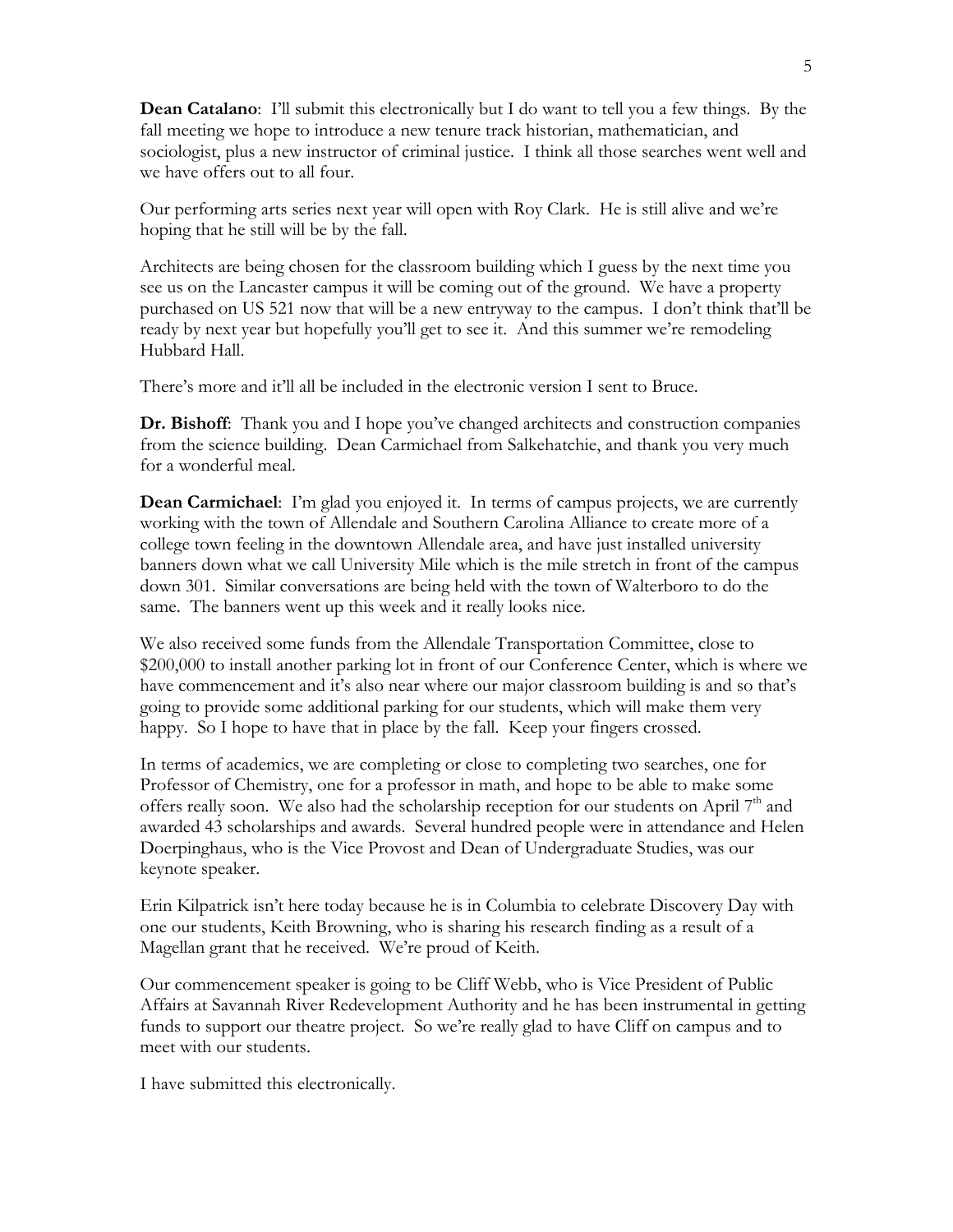**Dean Catalano**: I'll submit this electronically but I do want to tell you a few things. By the fall meeting we hope to introduce a new tenure track historian, mathematician, and sociologist, plus a new instructor of criminal justice. I think all those searches went well and we have offers out to all four.

Our performing arts series next year will open with Roy Clark. He is still alive and we're hoping that he still will be by the fall.

Architects are being chosen for the classroom building which I guess by the next time you see us on the Lancaster campus it will be coming out of the ground. We have a property purchased on US 521 now that will be a new entryway to the campus. I don't think that'll be ready by next year but hopefully you'll get to see it. And this summer we're remodeling Hubbard Hall.

There's more and it'll all be included in the electronic version I sent to Bruce.

**Dr. Bishoff**: Thank you and I hope you've changed architects and construction companies from the science building. Dean Carmichael from Salkehatchie, and thank you very much for a wonderful meal.

**Dean Carmichael**: I'm glad you enjoyed it. In terms of campus projects, we are currently working with the town of Allendale and Southern Carolina Alliance to create more of a college town feeling in the downtown Allendale area, and have just installed university banners down what we call University Mile which is the mile stretch in front of the campus down 301. Similar conversations are being held with the town of Walterboro to do the same. The banners went up this week and it really looks nice.

We also received some funds from the Allendale Transportation Committee, close to $200,000 to install another parking lot in front of our Conference Center, which is where we have commencement and it's also near where our major classroom building is and so that's going to provide some additional parking for our students, which will make them very happy. So I hope to have that in place by the fall. Keep your fingers crossed.

In terms of academics, we are completing or close to completing two searches, one for Professor of Chemistry, one for a professor in math, and hope to be able to make some offers really soon. We also had the scholarship reception for our students on April 7th and awarded 43 scholarships and awards. Several hundred people were in attendance and Helen Doerpinghaus, who is the Vice Provost and Dean of Undergraduate Studies, was our keynote speaker.

Erin Kilpatrick isn't here today because he is in Columbia to celebrate Discovery Day with one our students, Keith Browning, who is sharing his research finding as a result of a Magellan grant that he received. We're proud of Keith.

Our commencement speaker is going to be Cliff Webb, who is Vice President of Public Affairs at Savannah River Redevelopment Authority and he has been instrumental in getting funds to support our theatre project. So we're really glad to have Cliff on campus and to meet with our students.

I have submitted this electronically.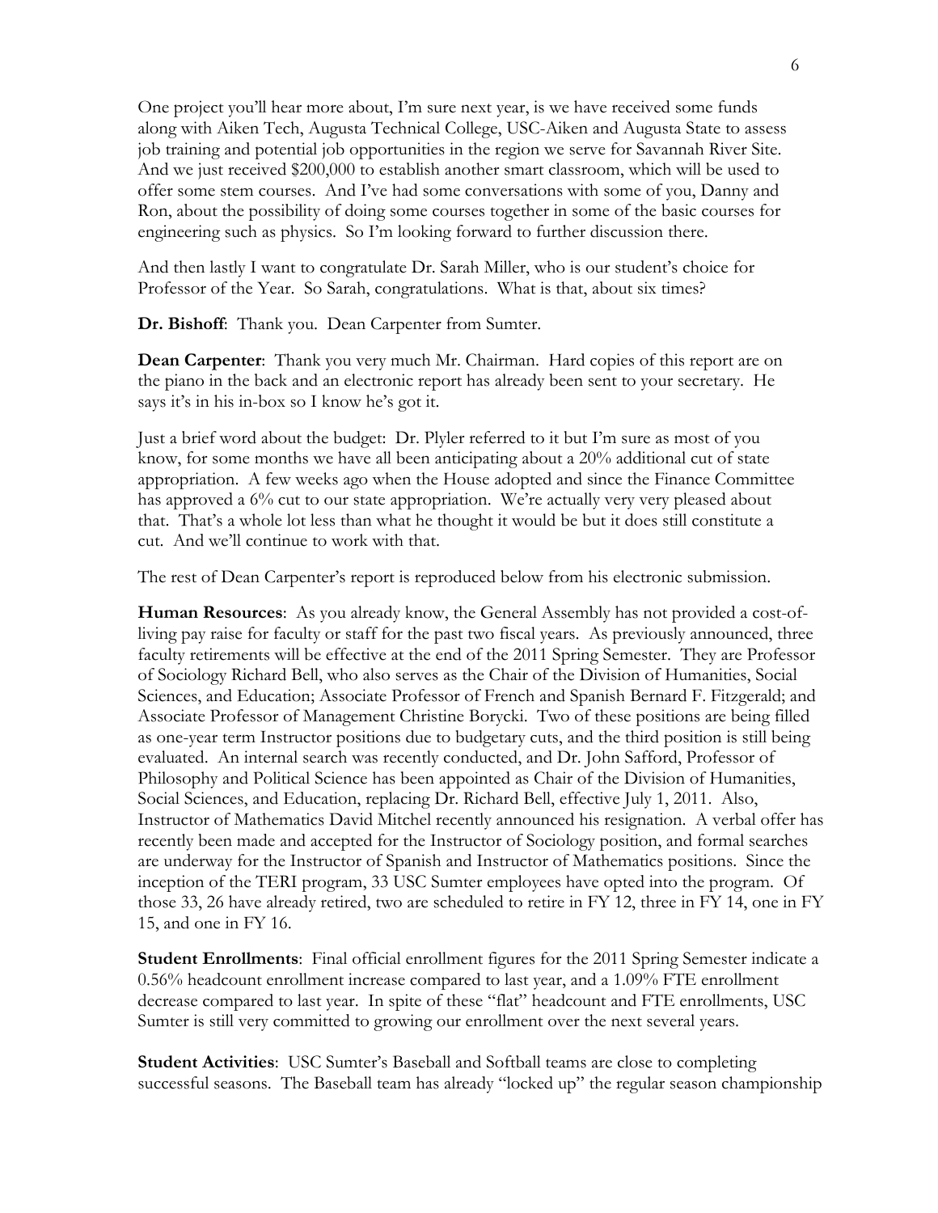One project you'll hear more about, I'm sure next year, is we have received some funds along with Aiken Tech, Augusta Technical College, USC-Aiken and Augusta State to assess job training and potential job opportunities in the region we serve for Savannah River Site. And we just received $200,000 to establish another smart classroom, which will be used to offer some stem courses. And I've had some conversations with some of you, Danny and Ron, about the possibility of doing some courses together in some of the basic courses for engineering such as physics. So I'm looking forward to further discussion there.

And then lastly I want to congratulate Dr. Sarah Miller, who is our student's choice for Professor of the Year. So Sarah, congratulations. What is that, about six times?

**Dr. Bishoff**: Thank you. Dean Carpenter from Sumter.

**Dean Carpenter**: Thank you very much Mr. Chairman. Hard copies of this report are on the piano in the back and an electronic report has already been sent to your secretary. He says it's in his in-box so I know he's got it.

Just a brief word about the budget: Dr. Plyler referred to it but I'm sure as most of you know, for some months we have all been anticipating about a 20% additional cut of state appropriation. A few weeks ago when the House adopted and since the Finance Committee has approved a 6% cut to our state appropriation. We're actually very very pleased about that. That's a whole lot less than what he thought it would be but it does still constitute a cut. And we'll continue to work with that.

The rest of Dean Carpenter's report is reproduced below from his electronic submission.

**Human Resources**: As you already know, the General Assembly has not provided a cost-of-living pay raise for faculty or staff for the past two fiscal years. As previously announced, three faculty retirements will be effective at the end of the 2011 Spring Semester. They are Professor of Sociology Richard Bell, who also serves as the Chair of the Division of Humanities, Social Sciences, and Education; Associate Professor of French and Spanish Bernard F. Fitzgerald; and Associate Professor of Management Christine Borycki. Two of these positions are being filled as one-year term Instructor positions due to budgetary cuts, and the third position is still being evaluated. An internal search was recently conducted, and Dr. John Safford, Professor of Philosophy and Political Science has been appointed as Chair of the Division of Humanities, Social Sciences, and Education, replacing Dr. Richard Bell, effective July 1, 2011. Also, Instructor of Mathematics David Mitchel recently announced his resignation. A verbal offer has recently been made and accepted for the Instructor of Sociology position, and formal searches are underway for the Instructor of Spanish and Instructor of Mathematics positions. Since the inception of the TERI program, 33 USC Sumter employees have opted into the program. Of those 33, 26 have already retired, two are scheduled to retire in FY 12, three in FY 14, one in FY 15, and one in FY 16.

**Student Enrollments**: Final official enrollment figures for the 2011 Spring Semester indicate a 0.56% headcount enrollment increase compared to last year, and a 1.09% FTE enrollment decrease compared to last year. In spite of these "flat" headcount and FTE enrollments, USC Sumter is still very committed to growing our enrollment over the next several years.

**Student Activities**: USC Sumter's Baseball and Softball teams are close to completing successful seasons. The Baseball team has already "locked up" the regular season championship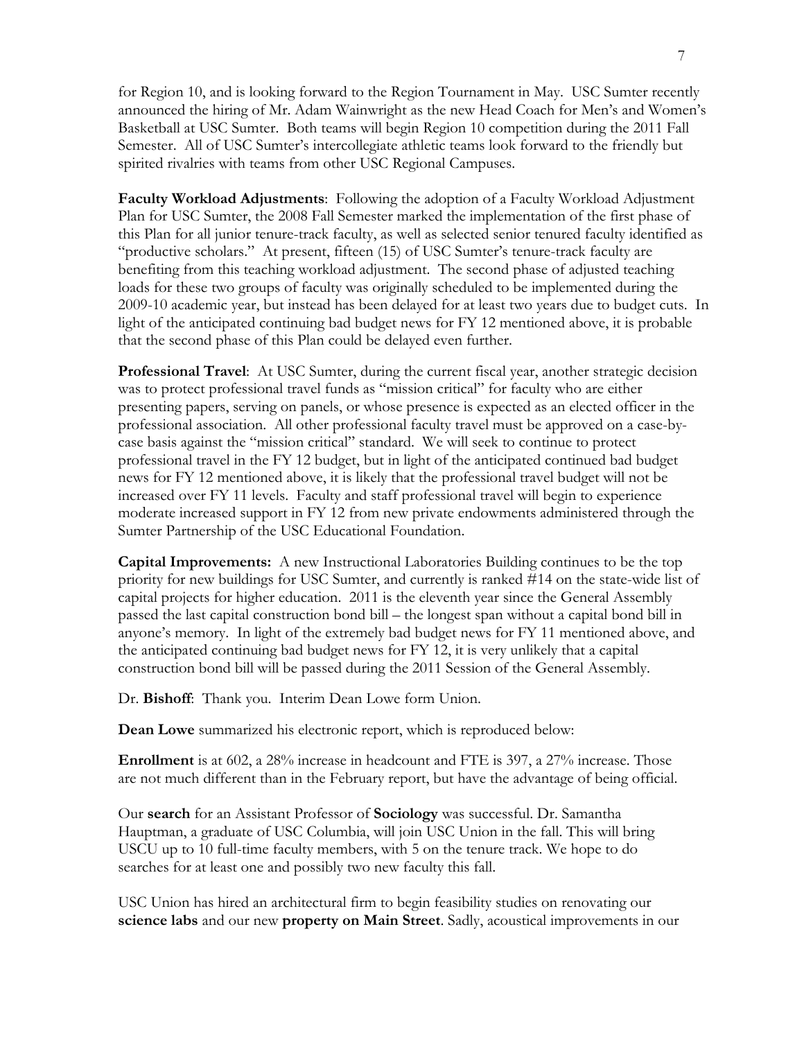for Region 10, and is looking forward to the Region Tournament in May. USC Sumter recently announced the hiring of Mr. Adam Wainwright as the new Head Coach for Men's and Women's Basketball at USC Sumter. Both teams will begin Region 10 competition during the 2011 Fall Semester. All of USC Sumter's intercollegiate athletic teams look forward to the friendly but spirited rivalries with teams from other USC Regional Campuses.

**Faculty Workload Adjustments**: Following the adoption of a Faculty Workload Adjustment Plan for USC Sumter, the 2008 Fall Semester marked the implementation of the first phase of this Plan for all junior tenure-track faculty, as well as selected senior tenured faculty identified as "productive scholars." At present, fifteen (15) of USC Sumter's tenure-track faculty are benefiting from this teaching workload adjustment. The second phase of adjusted teaching loads for these two groups of faculty was originally scheduled to be implemented during the 2009-10 academic year, but instead has been delayed for at least two years due to budget cuts. In light of the anticipated continuing bad budget news for FY 12 mentioned above, it is probable that the second phase of this Plan could be delayed even further.

**Professional Travel**: At USC Sumter, during the current fiscal year, another strategic decision was to protect professional travel funds as "mission critical" for faculty who are either presenting papers, serving on panels, or whose presence is expected as an elected officer in the professional association. All other professional faculty travel must be approved on a case-by-case basis against the "mission critical" standard. We will seek to continue to protect professional travel in the FY 12 budget, but in light of the anticipated continued bad budget news for FY 12 mentioned above, it is likely that the professional travel budget will not be increased over FY 11 levels. Faculty and staff professional travel will begin to experience moderate increased support in FY 12 from new private endowments administered through the Sumter Partnership of the USC Educational Foundation.

**Capital Improvements:** A new Instructional Laboratories Building continues to be the top priority for new buildings for USC Sumter, and currently is ranked #14 on the state-wide list of capital projects for higher education. 2011 is the eleventh year since the General Assembly passed the last capital construction bond bill – the longest span without a capital bond bill in anyone's memory. In light of the extremely bad budget news for FY 11 mentioned above, and the anticipated continuing bad budget news for FY 12, it is very unlikely that a capital construction bond bill will be passed during the 2011 Session of the General Assembly.

Dr. **Bishoff**: Thank you. Interim Dean Lowe form Union.

**Dean Lowe** summarized his electronic report, which is reproduced below:

**Enrollment** is at 602, a 28% increase in headcount and FTE is 397, a 27% increase. Those are not much different than in the February report, but have the advantage of being official.

Our **search** for an Assistant Professor of **Sociology** was successful. Dr. Samantha Hauptman, a graduate of USC Columbia, will join USC Union in the fall. This will bring USCU up to 10 full-time faculty members, with 5 on the tenure track. We hope to do searches for at least one and possibly two new faculty this fall.

USC Union has hired an architectural firm to begin feasibility studies on renovating our **science labs** and our new **property on Main Street**. Sadly, acoustical improvements in our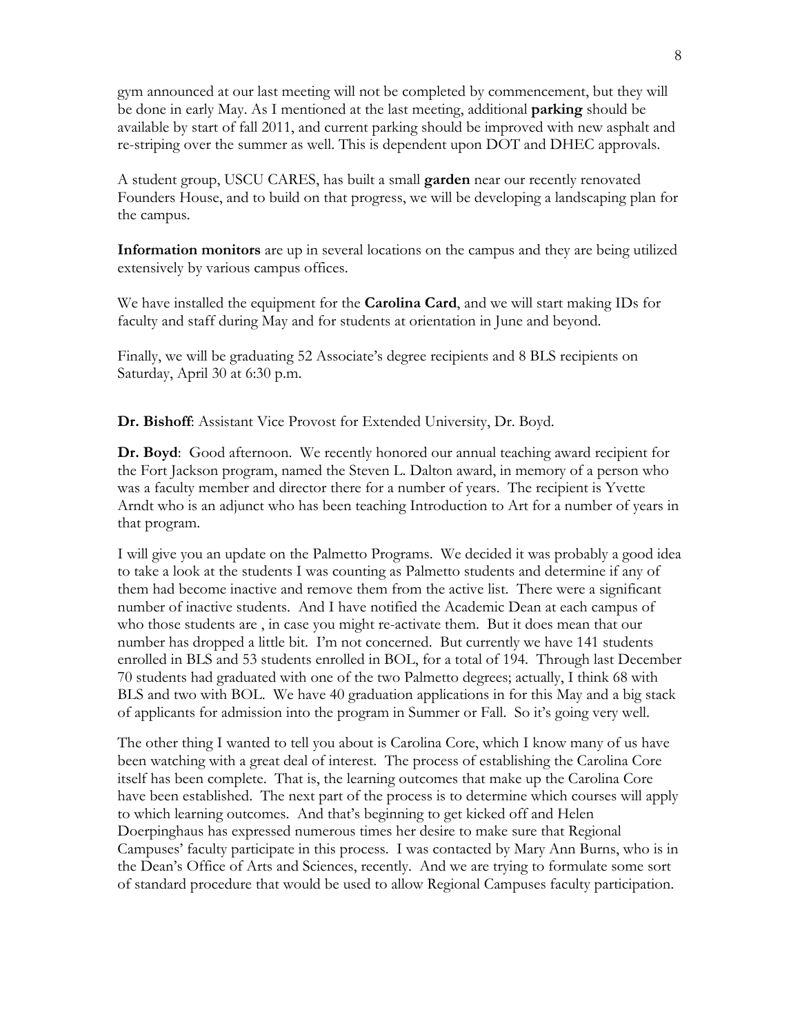gym announced at our last meeting will not be completed by commencement, but they will be done in early May. As I mentioned at the last meeting, additional **parking** should be available by start of fall 2011, and current parking should be improved with new asphalt and re-striping over the summer as well. This is dependent upon DOT and DHEC approvals.

A student group, USCU CARES, has built a small **garden** near our recently renovated Founders House, and to build on that progress, we will be developing a landscaping plan for the campus.

**Information monitors** are up in several locations on the campus and they are being utilized extensively by various campus offices.

We have installed the equipment for the **Carolina Card**, and we will start making IDs for faculty and staff during May and for students at orientation in June and beyond.

Finally, we will be graduating 52 Associate's degree recipients and 8 BLS recipients on Saturday, April 30 at 6:30 p.m.

**Dr. Bishoff**: Assistant Vice Provost for Extended University, Dr. Boyd.

**Dr. Boyd**: Good afternoon. We recently honored our annual teaching award recipient for the Fort Jackson program, named the Steven L. Dalton award, in memory of a person who was a faculty member and director there for a number of years. The recipient is Yvette Arndt who is an adjunct who has been teaching Introduction to Art for a number of years in that program.

I will give you an update on the Palmetto Programs. We decided it was probably a good idea to take a look at the students I was counting as Palmetto students and determine if any of them had become inactive and remove them from the active list. There were a significant number of inactive students. And I have notified the Academic Dean at each campus of who those students are , in case you might re-activate them. But it does mean that our number has dropped a little bit. I'm not concerned. But currently we have 141 students enrolled in BLS and 53 students enrolled in BOL, for a total of 194. Through last December 70 students had graduated with one of the two Palmetto degrees; actually, I think 68 with BLS and two with BOL. We have 40 graduation applications in for this May and a big stack of applicants for admission into the program in Summer or Fall. So it's going very well.

The other thing I wanted to tell you about is Carolina Core, which I know many of us have been watching with a great deal of interest. The process of establishing the Carolina Core itself has been complete. That is, the learning outcomes that make up the Carolina Core have been established. The next part of the process is to determine which courses will apply to which learning outcomes. And that's beginning to get kicked off and Helen Doerpinghaus has expressed numerous times her desire to make sure that Regional Campuses' faculty participate in this process. I was contacted by Mary Ann Burns, who is in the Dean's Office of Arts and Sciences, recently. And we are trying to formulate some sort of standard procedure that would be used to allow Regional Campuses faculty participation.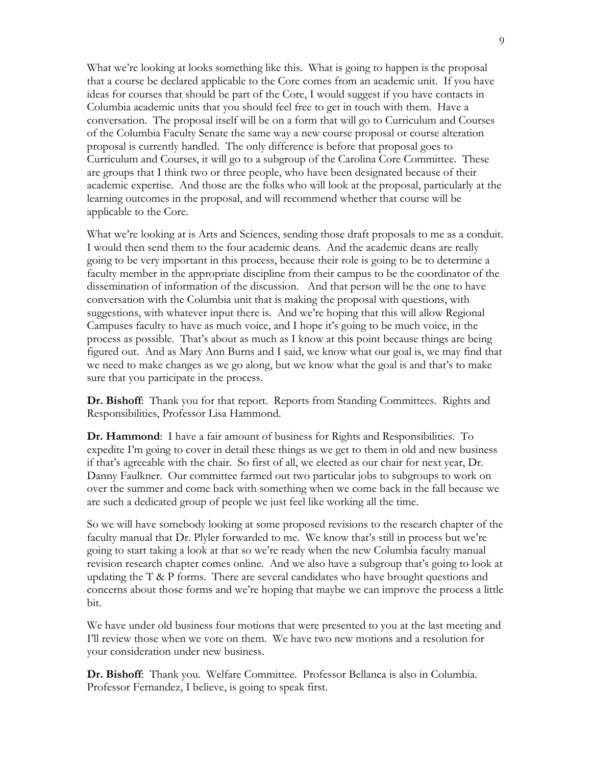What we're looking at looks something like this. What is going to happen is the proposal that a course be declared applicable to the Core comes from an academic unit. If you have ideas for courses that should be part of the Core, I would suggest if you have contacts in Columbia academic units that you should feel free to get in touch with them. Have a conversation. The proposal itself will be on a form that will go to Curriculum and Courses of the Columbia Faculty Senate the same way a new course proposal or course alteration proposal is currently handled. The only difference is before that proposal goes to Curriculum and Courses, it will go to a subgroup of the Carolina Core Committee. These are groups that I think two or three people, who have been designated because of their academic expertise. And those are the folks who will look at the proposal, particularly at the learning outcomes in the proposal, and will recommend whether that course will be applicable to the Core.

What we're looking at is Arts and Sciences, sending those draft proposals to me as a conduit. I would then send them to the four academic deans. And the academic deans are really going to be very important in this process, because their role is going to be to determine a faculty member in the appropriate discipline from their campus to be the coordinator of the dissemination of information of the discussion. And that person will be the one to have conversation with the Columbia unit that is making the proposal with questions, with suggestions, with whatever input there is. And we're hoping that this will allow Regional Campuses faculty to have as much voice, and I hope it's going to be much voice, in the process as possible. That's about as much as I know at this point because things are being figured out. And as Mary Ann Burns and I said, we know what our goal is, we may find that we need to make changes as we go along, but we know what the goal is and that's to make sure that you participate in the process.

**Dr. Bishoff**: Thank you for that report. Reports from Standing Committees. Rights and Responsibilities, Professor Lisa Hammond.

**Dr. Hammond**: I have a fair amount of business for Rights and Responsibilities. To expedite I'm going to cover in detail these things as we get to them in old and new business if that's agreeable with the chair. So first of all, we elected as our chair for next year, Dr. Danny Faulkner. Our committee farmed out two particular jobs to subgroups to work on over the summer and come back with something when we come back in the fall because we are such a dedicated group of people we just feel like working all the time.

So we will have somebody looking at some proposed revisions to the research chapter of the faculty manual that Dr. Plyler forwarded to me. We know that's still in process but we're going to start taking a look at that so we're ready when the new Columbia faculty manual revision research chapter comes online. And we also have a subgroup that's going to look at updating the T & P forms. There are several candidates who have brought questions and concerns about those forms and we're hoping that maybe we can improve the process a little bit.

We have under old business four motions that were presented to you at the last meeting and I'll review those when we vote on them. We have two new motions and a resolution for your consideration under new business.

**Dr. Bishoff**: Thank you. Welfare Committee. Professor Bellanca is also in Columbia. Professor Fernandez, I believe, is going to speak first.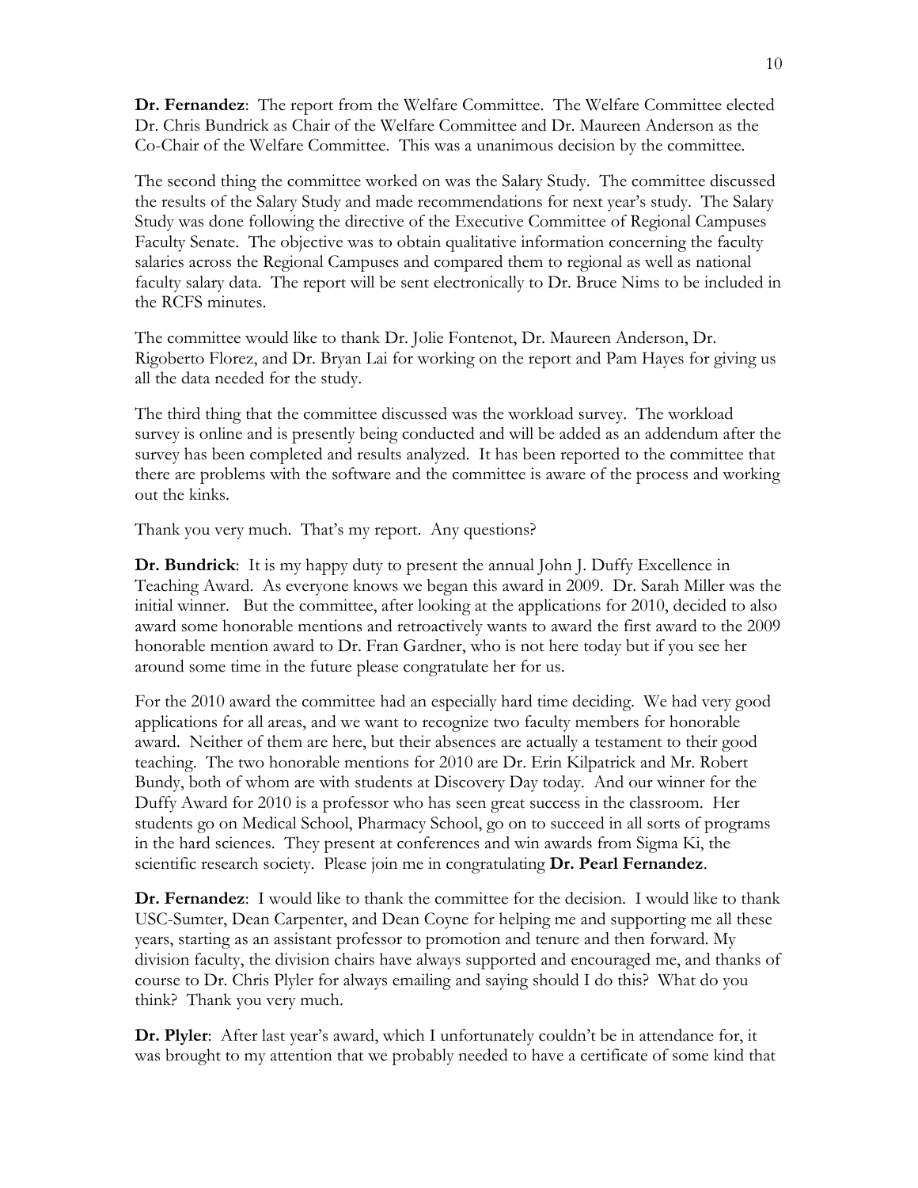**Dr. Fernandez**: The report from the Welfare Committee. The Welfare Committee elected Dr. Chris Bundrick as Chair of the Welfare Committee and Dr. Maureen Anderson as the Co-Chair of the Welfare Committee. This was a unanimous decision by the committee.

The second thing the committee worked on was the Salary Study. The committee discussed the results of the Salary Study and made recommendations for next year's study. The Salary Study was done following the directive of the Executive Committee of Regional Campuses Faculty Senate. The objective was to obtain qualitative information concerning the faculty salaries across the Regional Campuses and compared them to regional as well as national faculty salary data. The report will be sent electronically to Dr. Bruce Nims to be included in the RCFS minutes.

The committee would like to thank Dr. Jolie Fontenot, Dr. Maureen Anderson, Dr. Rigoberto Florez, and Dr. Bryan Lai for working on the report and Pam Hayes for giving us all the data needed for the study.

The third thing that the committee discussed was the workload survey. The workload survey is online and is presently being conducted and will be added as an addendum after the survey has been completed and results analyzed. It has been reported to the committee that there are problems with the software and the committee is aware of the process and working out the kinks.

Thank you very much. That's my report. Any questions?

**Dr. Bundrick**: It is my happy duty to present the annual John J. Duffy Excellence in Teaching Award. As everyone knows we began this award in 2009. Dr. Sarah Miller was the initial winner. But the committee, after looking at the applications for 2010, decided to also award some honorable mentions and retroactively wants to award the first award to the 2009 honorable mention award to Dr. Fran Gardner, who is not here today but if you see her around some time in the future please congratulate her for us.

For the 2010 award the committee had an especially hard time deciding. We had very good applications for all areas, and we want to recognize two faculty members for honorable award. Neither of them are here, but their absences are actually a testament to their good teaching. The two honorable mentions for 2010 are Dr. Erin Kilpatrick and Mr. Robert Bundy, both of whom are with students at Discovery Day today. And our winner for the Duffy Award for 2010 is a professor who has seen great success in the classroom. Her students go on Medical School, Pharmacy School, go on to succeed in all sorts of programs in the hard sciences. They present at conferences and win awards from Sigma Ki, the scientific research society. Please join me in congratulating **Dr. Pearl Fernandez**.

**Dr. Fernandez**: I would like to thank the committee for the decision. I would like to thank USC-Sumter, Dean Carpenter, and Dean Coyne for helping me and supporting me all these years, starting as an assistant professor to promotion and tenure and then forward. My division faculty, the division chairs have always supported and encouraged me, and thanks of course to Dr. Chris Plyler for always emailing and saying should I do this? What do you think? Thank you very much.

**Dr. Plyler**: After last year's award, which I unfortunately couldn't be in attendance for, it was brought to my attention that we probably needed to have a certificate of some kind that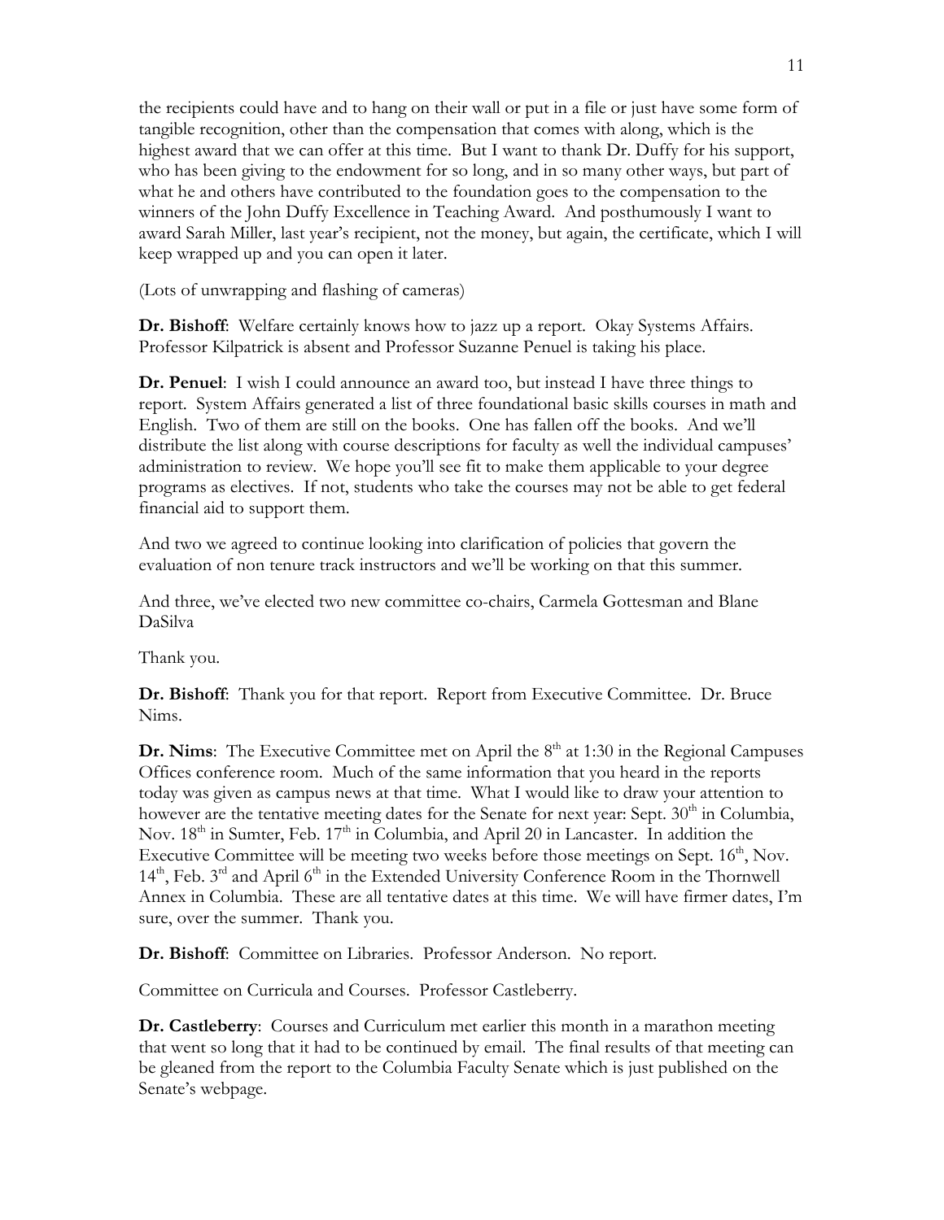the recipients could have and to hang on their wall or put in a file or just have some form of tangible recognition, other than the compensation that comes with along, which is the highest award that we can offer at this time. But I want to thank Dr. Duffy for his support, who has been giving to the endowment for so long, and in so many other ways, but part of what he and others have contributed to the foundation goes to the compensation to the winners of the John Duffy Excellence in Teaching Award. And posthumously I want to award Sarah Miller, last year's recipient, not the money, but again, the certificate, which I will keep wrapped up and you can open it later.

(Lots of unwrapping and flashing of cameras)

**Dr. Bishoff**: Welfare certainly knows how to jazz up a report. Okay Systems Affairs. Professor Kilpatrick is absent and Professor Suzanne Penuel is taking his place.

**Dr. Penuel**: I wish I could announce an award too, but instead I have three things to report. System Affairs generated a list of three foundational basic skills courses in math and English. Two of them are still on the books. One has fallen off the books. And we'll distribute the list along with course descriptions for faculty as well the individual campuses' administration to review. We hope you'll see fit to make them applicable to your degree programs as electives. If not, students who take the courses may not be able to get federal financial aid to support them.

And two we agreed to continue looking into clarification of policies that govern the evaluation of non tenure track instructors and we'll be working on that this summer.

And three, we've elected two new committee co-chairs, Carmela Gottesman and Blane DaSilva

Thank you.

**Dr. Bishoff**: Thank you for that report. Report from Executive Committee. Dr. Bruce Nims.

**Dr. Nims**: The Executive Committee met on April the 8th at 1:30 in the Regional Campuses Offices conference room. Much of the same information that you heard in the reports today was given as campus news at that time. What I would like to draw your attention to however are the tentative meeting dates for the Senate for next year: Sept. 30th in Columbia, Nov. 18th in Sumter, Feb. 17th in Columbia, and April 20 in Lancaster. In addition the Executive Committee will be meeting two weeks before those meetings on Sept. 16th, Nov. 14th, Feb. 3rd and April 6th in the Extended University Conference Room in the Thornwell Annex in Columbia. These are all tentative dates at this time. We will have firmer dates, I'm sure, over the summer. Thank you.

**Dr. Bishoff**: Committee on Libraries. Professor Anderson. No report.

Committee on Curricula and Courses. Professor Castleberry.

**Dr. Castleberry**: Courses and Curriculum met earlier this month in a marathon meeting that went so long that it had to be continued by email. The final results of that meeting can be gleaned from the report to the Columbia Faculty Senate which is just published on the Senate's webpage.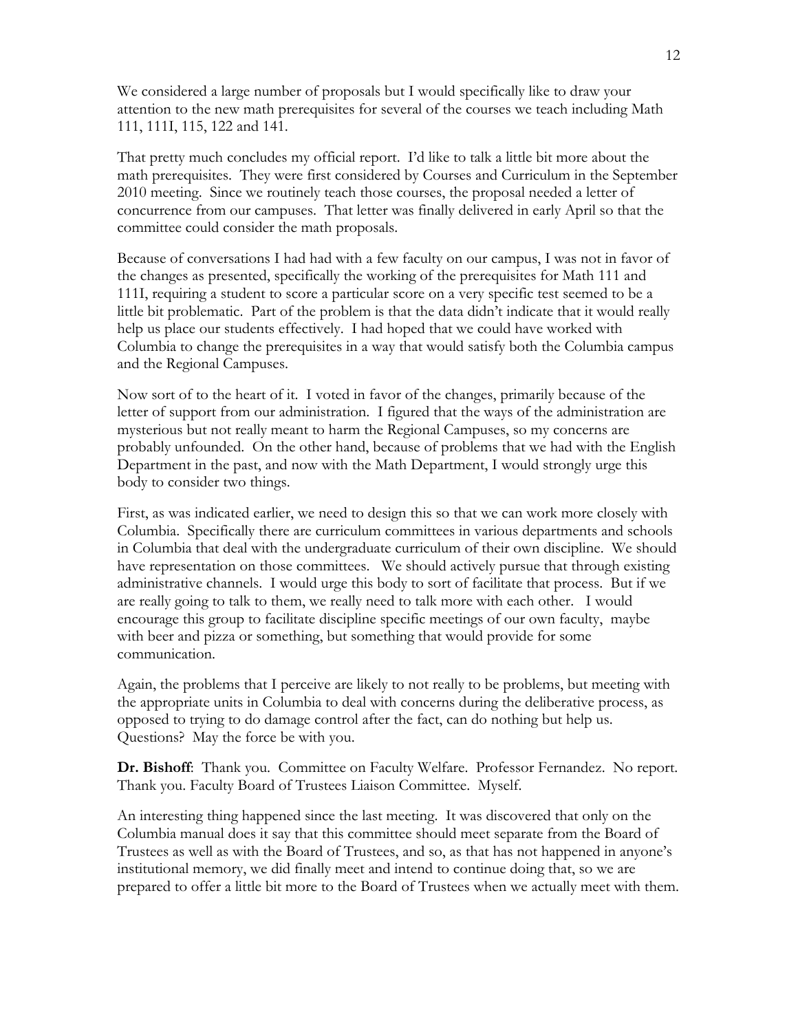We considered a large number of proposals but I would specifically like to draw your attention to the new math prerequisites for several of the courses we teach including Math 111, 111I, 115, 122 and 141.

That pretty much concludes my official report. I'd like to talk a little bit more about the math prerequisites. They were first considered by Courses and Curriculum in the September 2010 meeting. Since we routinely teach those courses, the proposal needed a letter of concurrence from our campuses. That letter was finally delivered in early April so that the committee could consider the math proposals.

Because of conversations I had had with a few faculty on our campus, I was not in favor of the changes as presented, specifically the working of the prerequisites for Math 111 and 111I, requiring a student to score a particular score on a very specific test seemed to be a little bit problematic. Part of the problem is that the data didn't indicate that it would really help us place our students effectively. I had hoped that we could have worked with Columbia to change the prerequisites in a way that would satisfy both the Columbia campus and the Regional Campuses.

Now sort of to the heart of it. I voted in favor of the changes, primarily because of the letter of support from our administration. I figured that the ways of the administration are mysterious but not really meant to harm the Regional Campuses, so my concerns are probably unfounded. On the other hand, because of problems that we had with the English Department in the past, and now with the Math Department, I would strongly urge this body to consider two things.

First, as was indicated earlier, we need to design this so that we can work more closely with Columbia. Specifically there are curriculum committees in various departments and schools in Columbia that deal with the undergraduate curriculum of their own discipline. We should have representation on those committees. We should actively pursue that through existing administrative channels. I would urge this body to sort of facilitate that process. But if we are really going to talk to them, we really need to talk more with each other. I would encourage this group to facilitate discipline specific meetings of our own faculty, maybe with beer and pizza or something, but something that would provide for some communication.

Again, the problems that I perceive are likely to not really to be problems, but meeting with the appropriate units in Columbia to deal with concerns during the deliberative process, as opposed to trying to do damage control after the fact, can do nothing but help us. Questions? May the force be with you.

**Dr. Bishoff**: Thank you. Committee on Faculty Welfare. Professor Fernandez. No report. Thank you. Faculty Board of Trustees Liaison Committee. Myself.

An interesting thing happened since the last meeting. It was discovered that only on the Columbia manual does it say that this committee should meet separate from the Board of Trustees as well as with the Board of Trustees, and so, as that has not happened in anyone's institutional memory, we did finally meet and intend to continue doing that, so we are prepared to offer a little bit more to the Board of Trustees when we actually meet with them.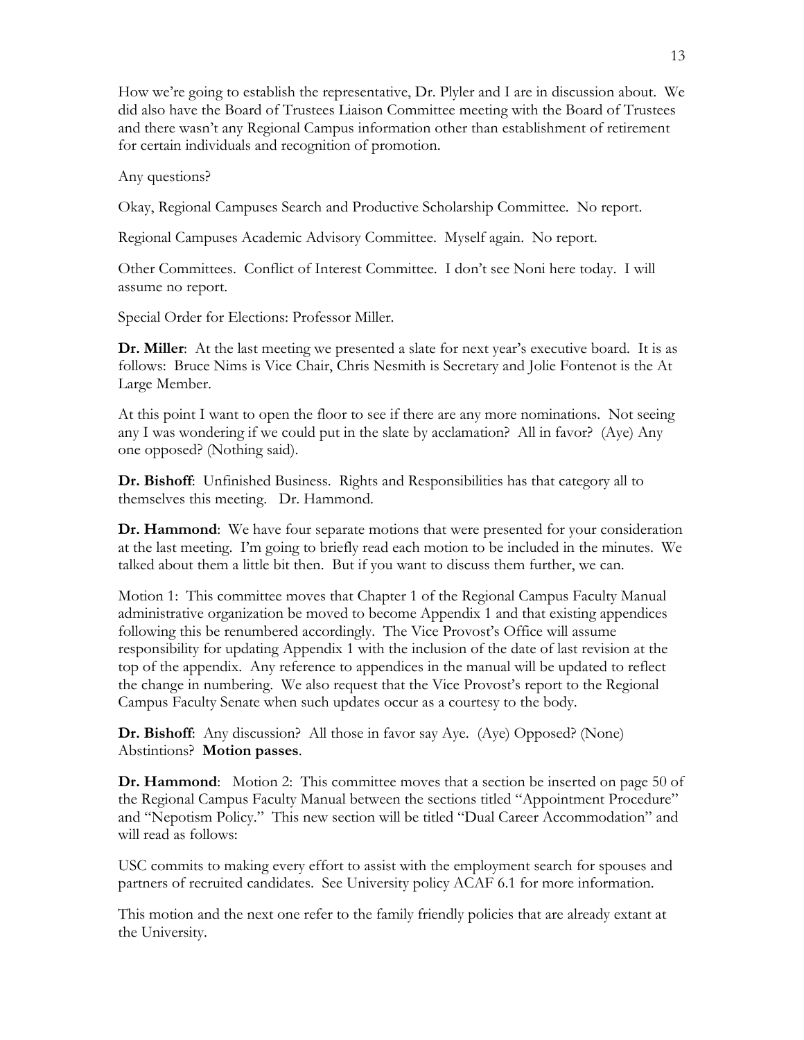How we're going to establish the representative, Dr. Plyler and I are in discussion about. We did also have the Board of Trustees Liaison Committee meeting with the Board of Trustees and there wasn't any Regional Campus information other than establishment of retirement for certain individuals and recognition of promotion.

Any questions?

Okay, Regional Campuses Search and Productive Scholarship Committee. No report.

Regional Campuses Academic Advisory Committee. Myself again. No report.

Other Committees. Conflict of Interest Committee. I don't see Noni here today. I will assume no report.

Special Order for Elections: Professor Miller.

**Dr. Miller**: At the last meeting we presented a slate for next year's executive board. It is as follows: Bruce Nims is Vice Chair, Chris Nesmith is Secretary and Jolie Fontenot is the At Large Member.

At this point I want to open the floor to see if there are any more nominations. Not seeing any I was wondering if we could put in the slate by acclamation? All in favor? (Aye) Any one opposed? (Nothing said).

**Dr. Bishoff**: Unfinished Business. Rights and Responsibilities has that category all to themselves this meeting. Dr. Hammond.

**Dr. Hammond**: We have four separate motions that were presented for your consideration at the last meeting. I'm going to briefly read each motion to be included in the minutes. We talked about them a little bit then. But if you want to discuss them further, we can.

Motion 1: This committee moves that Chapter 1 of the Regional Campus Faculty Manual administrative organization be moved to become Appendix 1 and that existing appendices following this be renumbered accordingly. The Vice Provost's Office will assume responsibility for updating Appendix 1 with the inclusion of the date of last revision at the top of the appendix. Any reference to appendices in the manual will be updated to reflect the change in numbering. We also request that the Vice Provost's report to the Regional Campus Faculty Senate when such updates occur as a courtesy to the body.

**Dr. Bishoff**: Any discussion? All those in favor say Aye. (Aye) Opposed? (None) Abstintions? **Motion passes**.

**Dr. Hammond**: Motion 2: This committee moves that a section be inserted on page 50 of the Regional Campus Faculty Manual between the sections titled "Appointment Procedure" and "Nepotism Policy." This new section will be titled "Dual Career Accommodation" and will read as follows:

USC commits to making every effort to assist with the employment search for spouses and partners of recruited candidates. See University policy ACAF 6.1 for more information.

This motion and the next one refer to the family friendly policies that are already extant at the University.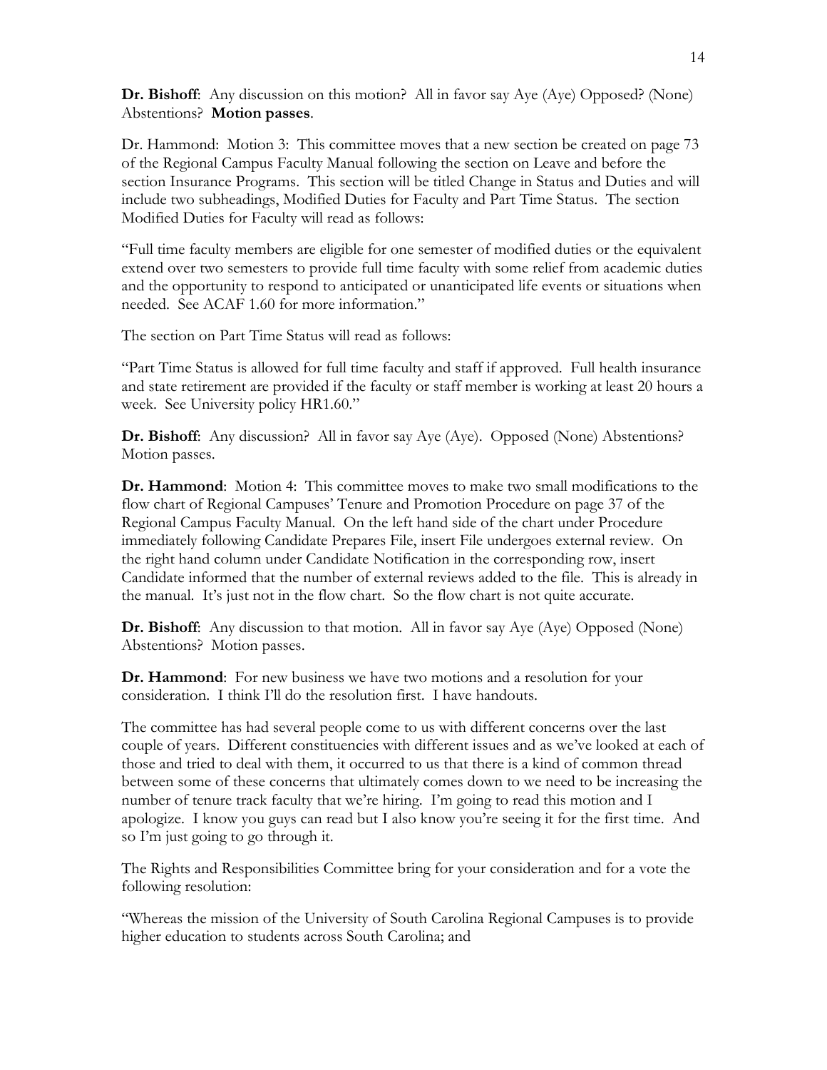**Dr. Bishoff**: Any discussion on this motion? All in favor say Aye (Aye) Opposed? (None) Abstentions? **Motion passes**.

Dr. Hammond: Motion 3: This committee moves that a new section be created on page 73 of the Regional Campus Faculty Manual following the section on Leave and before the section Insurance Programs. This section will be titled Change in Status and Duties and will include two subheadings, Modified Duties for Faculty and Part Time Status. The section Modified Duties for Faculty will read as follows:

"Full time faculty members are eligible for one semester of modified duties or the equivalent extend over two semesters to provide full time faculty with some relief from academic duties and the opportunity to respond to anticipated or unanticipated life events or situations when needed. See ACAF 1.60 for more information."

The section on Part Time Status will read as follows:

"Part Time Status is allowed for full time faculty and staff if approved. Full health insurance and state retirement are provided if the faculty or staff member is working at least 20 hours a week. See University policy HR1.60."

**Dr. Bishoff**: Any discussion? All in favor say Aye (Aye). Opposed (None) Abstentions? Motion passes.

**Dr. Hammond**: Motion 4: This committee moves to make two small modifications to the flow chart of Regional Campuses' Tenure and Promotion Procedure on page 37 of the Regional Campus Faculty Manual. On the left hand side of the chart under Procedure immediately following Candidate Prepares File, insert File undergoes external review. On the right hand column under Candidate Notification in the corresponding row, insert Candidate informed that the number of external reviews added to the file. This is already in the manual. It's just not in the flow chart. So the flow chart is not quite accurate.

**Dr. Bishoff**: Any discussion to that motion. All in favor say Aye (Aye) Opposed (None) Abstentions? Motion passes.

**Dr. Hammond**: For new business we have two motions and a resolution for your consideration. I think I'll do the resolution first. I have handouts.

The committee has had several people come to us with different concerns over the last couple of years. Different constituencies with different issues and as we've looked at each of those and tried to deal with them, it occurred to us that there is a kind of common thread between some of these concerns that ultimately comes down to we need to be increasing the number of tenure track faculty that we're hiring. I'm going to read this motion and I apologize. I know you guys can read but I also know you're seeing it for the first time. And so I'm just going to go through it.

The Rights and Responsibilities Committee bring for your consideration and for a vote the following resolution:

"Whereas the mission of the University of South Carolina Regional Campuses is to provide higher education to students across South Carolina; and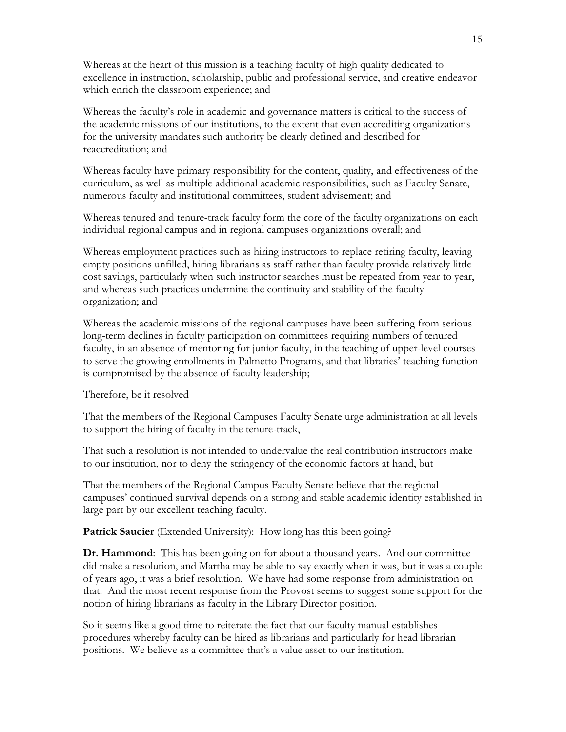Whereas at the heart of this mission is a teaching faculty of high quality dedicated to excellence in instruction, scholarship, public and professional service, and creative endeavor which enrich the classroom experience; and

Whereas the faculty's role in academic and governance matters is critical to the success of the academic missions of our institutions, to the extent that even accrediting organizations for the university mandates such authority be clearly defined and described for reaccreditation; and

Whereas faculty have primary responsibility for the content, quality, and effectiveness of the curriculum, as well as multiple additional academic responsibilities, such as Faculty Senate, numerous faculty and institutional committees, student advisement; and

Whereas tenured and tenure-track faculty form the core of the faculty organizations on each individual regional campus and in regional campuses organizations overall; and

Whereas employment practices such as hiring instructors to replace retiring faculty, leaving empty positions unfilled, hiring librarians as staff rather than faculty provide relatively little cost savings, particularly when such instructor searches must be repeated from year to year, and whereas such practices undermine the continuity and stability of the faculty organization; and

Whereas the academic missions of the regional campuses have been suffering from serious long-term declines in faculty participation on committees requiring numbers of tenured faculty, in an absence of mentoring for junior faculty, in the teaching of upper-level courses to serve the growing enrollments in Palmetto Programs, and that libraries' teaching function is compromised by the absence of faculty leadership;

Therefore, be it resolved

That the members of the Regional Campuses Faculty Senate urge administration at all levels to support the hiring of faculty in the tenure-track,

That such a resolution is not intended to undervalue the real contribution instructors make to our institution, nor to deny the stringency of the economic factors at hand, but

That the members of the Regional Campus Faculty Senate believe that the regional campuses' continued survival depends on a strong and stable academic identity established in large part by our excellent teaching faculty.

**Patrick Saucier** (Extended University): How long has this been going?

**Dr. Hammond**: This has been going on for about a thousand years. And our committee did make a resolution, and Martha may be able to say exactly when it was, but it was a couple of years ago, it was a brief resolution. We have had some response from administration on that. And the most recent response from the Provost seems to suggest some support for the notion of hiring librarians as faculty in the Library Director position.

So it seems like a good time to reiterate the fact that our faculty manual establishes procedures whereby faculty can be hired as librarians and particularly for head librarian positions. We believe as a committee that's a value asset to our institution.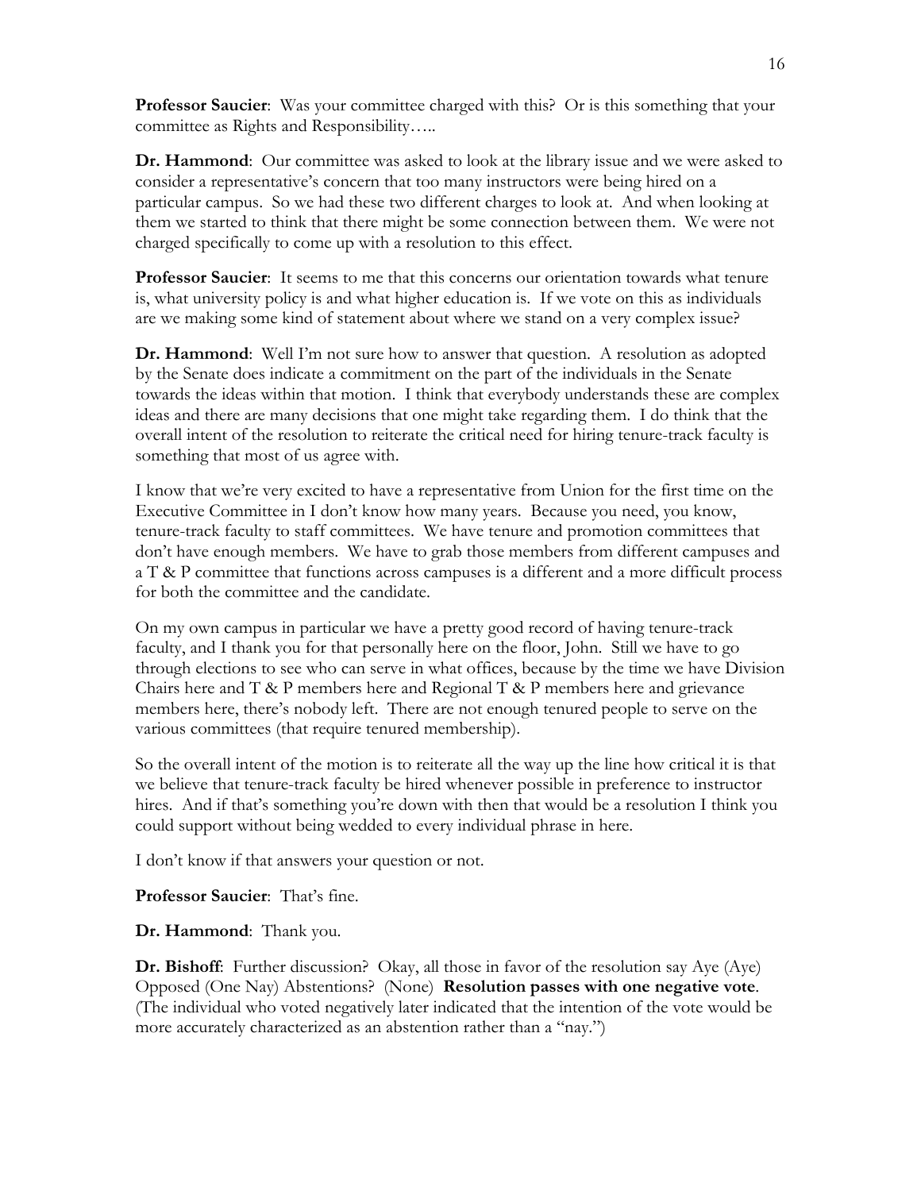**Professor Saucier**: Was your committee charged with this? Or is this something that your committee as Rights and Responsibility…..

**Dr. Hammond**: Our committee was asked to look at the library issue and we were asked to consider a representative's concern that too many instructors were being hired on a particular campus. So we had these two different charges to look at. And when looking at them we started to think that there might be some connection between them. We were not charged specifically to come up with a resolution to this effect.

**Professor Saucier**: It seems to me that this concerns our orientation towards what tenure is, what university policy is and what higher education is. If we vote on this as individuals are we making some kind of statement about where we stand on a very complex issue?

**Dr. Hammond**: Well I'm not sure how to answer that question. A resolution as adopted by the Senate does indicate a commitment on the part of the individuals in the Senate towards the ideas within that motion. I think that everybody understands these are complex ideas and there are many decisions that one might take regarding them. I do think that the overall intent of the resolution to reiterate the critical need for hiring tenure-track faculty is something that most of us agree with.

I know that we're very excited to have a representative from Union for the first time on the Executive Committee in I don't know how many years. Because you need, you know, tenure-track faculty to staff committees. We have tenure and promotion committees that don't have enough members. We have to grab those members from different campuses and a T & P committee that functions across campuses is a different and a more difficult process for both the committee and the candidate.

On my own campus in particular we have a pretty good record of having tenure-track faculty, and I thank you for that personally here on the floor, John. Still we have to go through elections to see who can serve in what offices, because by the time we have Division Chairs here and T & P members here and Regional T & P members here and grievance members here, there's nobody left. There are not enough tenured people to serve on the various committees (that require tenured membership).

So the overall intent of the motion is to reiterate all the way up the line how critical it is that we believe that tenure-track faculty be hired whenever possible in preference to instructor hires. And if that's something you're down with then that would be a resolution I think you could support without being wedded to every individual phrase in here.

I don't know if that answers your question or not.

**Professor Saucier**: That's fine.

**Dr. Hammond**: Thank you.

**Dr. Bishoff**: Further discussion? Okay, all those in favor of the resolution say Aye (Aye) Opposed (One Nay) Abstentions? (None) **Resolution passes with one negative vote**. (The individual who voted negatively later indicated that the intention of the vote would be more accurately characterized as an abstention rather than a "nay.")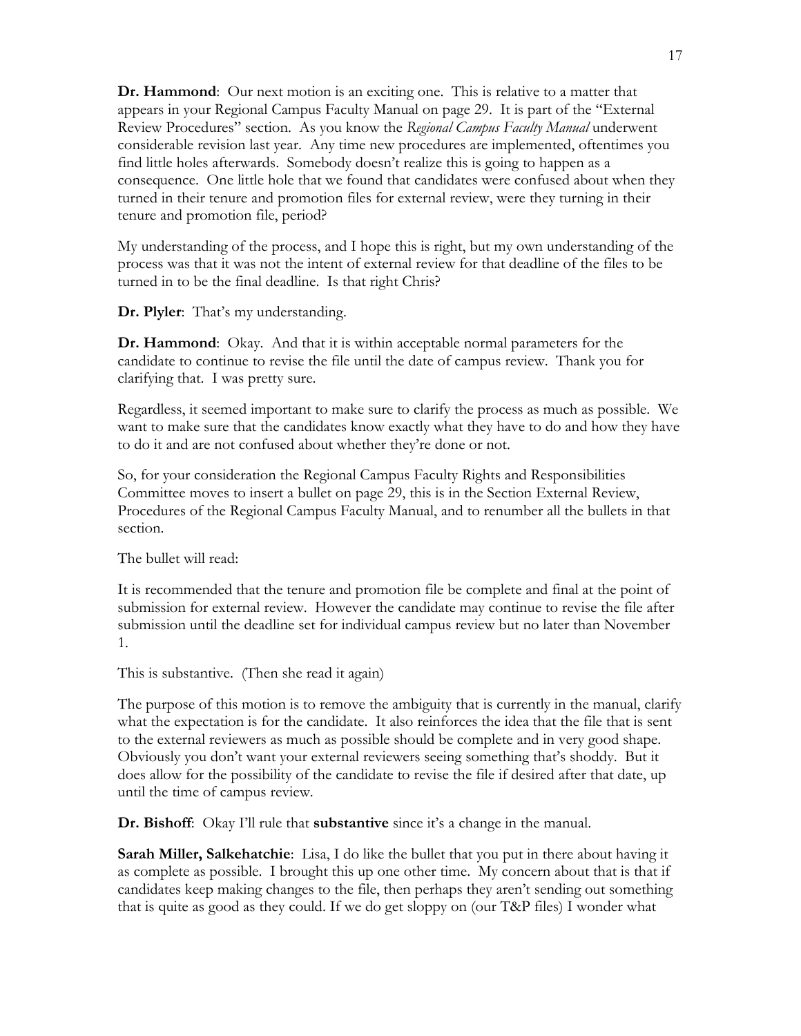**Dr. Hammond**: Our next motion is an exciting one. This is relative to a matter that appears in your Regional Campus Faculty Manual on page 29. It is part of the "External Review Procedures" section. As you know the *Regional Campus Faculty Manual* underwent considerable revision last year. Any time new procedures are implemented, oftentimes you find little holes afterwards. Somebody doesn't realize this is going to happen as a consequence. One little hole that we found that candidates were confused about when they turned in their tenure and promotion files for external review, were they turning in their tenure and promotion file, period?

My understanding of the process, and I hope this is right, but my own understanding of the process was that it was not the intent of external review for that deadline of the files to be turned in to be the final deadline. Is that right Chris?

**Dr. Plyler**: That's my understanding.

**Dr. Hammond**: Okay. And that it is within acceptable normal parameters for the candidate to continue to revise the file until the date of campus review. Thank you for clarifying that. I was pretty sure.

Regardless, it seemed important to make sure to clarify the process as much as possible. We want to make sure that the candidates know exactly what they have to do and how they have to do it and are not confused about whether they're done or not.

So, for your consideration the Regional Campus Faculty Rights and Responsibilities Committee moves to insert a bullet on page 29, this is in the Section External Review, Procedures of the Regional Campus Faculty Manual, and to renumber all the bullets in that section.

The bullet will read:

It is recommended that the tenure and promotion file be complete and final at the point of submission for external review. However the candidate may continue to revise the file after submission until the deadline set for individual campus review but no later than November 1.

This is substantive. (Then she read it again)

The purpose of this motion is to remove the ambiguity that is currently in the manual, clarify what the expectation is for the candidate. It also reinforces the idea that the file that is sent to the external reviewers as much as possible should be complete and in very good shape. Obviously you don't want your external reviewers seeing something that's shoddy. But it does allow for the possibility of the candidate to revise the file if desired after that date, up until the time of campus review.

**Dr. Bishoff**: Okay I'll rule that **substantive** since it's a change in the manual.

**Sarah Miller, Salkehatchie**: Lisa, I do like the bullet that you put in there about having it as complete as possible. I brought this up one other time. My concern about that is that if candidates keep making changes to the file, then perhaps they aren't sending out something that is quite as good as they could. If we do get sloppy on (our T&P files) I wonder what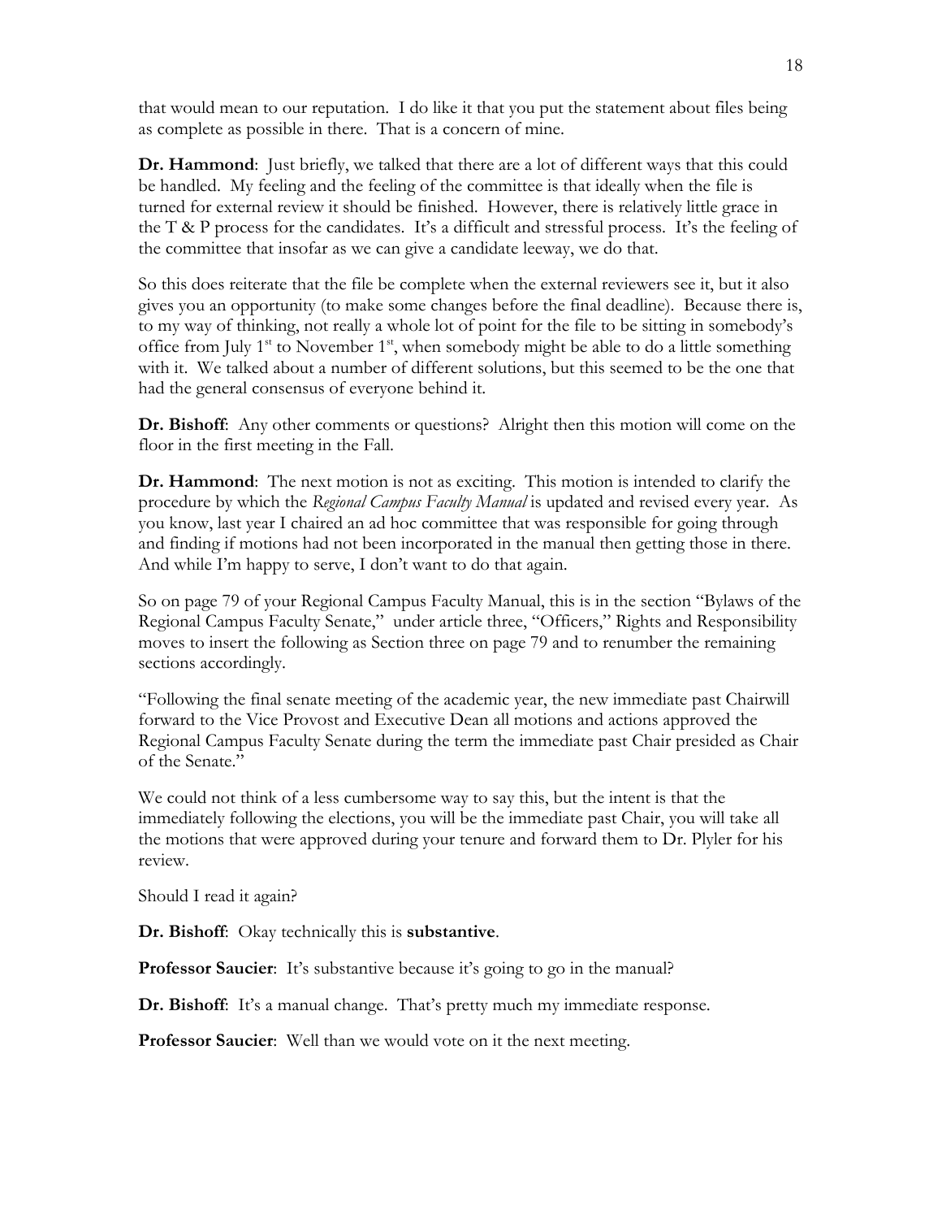that would mean to our reputation. I do like it that you put the statement about files being as complete as possible in there. That is a concern of mine.

**Dr. Hammond**: Just briefly, we talked that there are a lot of different ways that this could be handled. My feeling and the feeling of the committee is that ideally when the file is turned for external review it should be finished. However, there is relatively little grace in the T & P process for the candidates. It's a difficult and stressful process. It's the feeling of the committee that insofar as we can give a candidate leeway, we do that.

So this does reiterate that the file be complete when the external reviewers see it, but it also gives you an opportunity (to make some changes before the final deadline). Because there is, to my way of thinking, not really a whole lot of point for the file to be sitting in somebody's office from July 1st to November 1st, when somebody might be able to do a little something with it. We talked about a number of different solutions, but this seemed to be the one that had the general consensus of everyone behind it.

**Dr. Bishoff**: Any other comments or questions? Alright then this motion will come on the floor in the first meeting in the Fall.

**Dr. Hammond**: The next motion is not as exciting. This motion is intended to clarify the procedure by which the *Regional Campus Faculty Manual* is updated and revised every year. As you know, last year I chaired an ad hoc committee that was responsible for going through and finding if motions had not been incorporated in the manual then getting those in there. And while I'm happy to serve, I don't want to do that again.

So on page 79 of your Regional Campus Faculty Manual, this is in the section "Bylaws of the Regional Campus Faculty Senate," under article three, "Officers," Rights and Responsibility moves to insert the following as Section three on page 79 and to renumber the remaining sections accordingly.

"Following the final senate meeting of the academic year, the new immediate past Chairwill forward to the Vice Provost and Executive Dean all motions and actions approved the Regional Campus Faculty Senate during the term the immediate past Chair presided as Chair of the Senate."

We could not think of a less cumbersome way to say this, but the intent is that the immediately following the elections, you will be the immediate past Chair, you will take all the motions that were approved during your tenure and forward them to Dr. Plyler for his review.

Should I read it again?

**Dr. Bishoff**: Okay technically this is **substantive**.

**Professor Saucier**: It's substantive because it's going to go in the manual?

**Dr. Bishoff**: It's a manual change. That's pretty much my immediate response.

**Professor Saucier**: Well than we would vote on it the next meeting.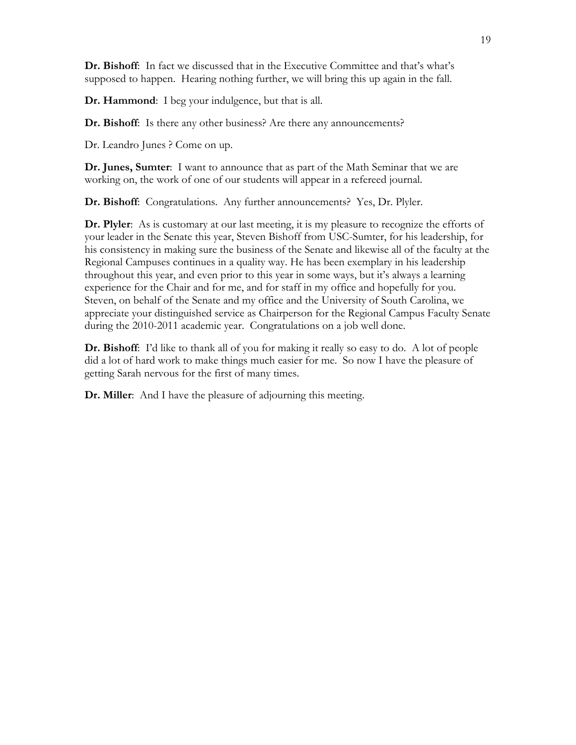**Dr. Bishoff**: In fact we discussed that in the Executive Committee and that's what's supposed to happen. Hearing nothing further, we will bring this up again in the fall.

**Dr. Hammond**: I beg your indulgence, but that is all.

**Dr. Bishoff**: Is there any other business? Are there any announcements?

Dr. Leandro Junes ? Come on up.

**Dr. Junes, Sumter**: I want to announce that as part of the Math Seminar that we are working on, the work of one of our students will appear in a refereed journal.

**Dr. Bishoff**: Congratulations. Any further announcements? Yes, Dr. Plyler.

**Dr. Plyler**: As is customary at our last meeting, it is my pleasure to recognize the efforts of your leader in the Senate this year, Steven Bishoff from USC-Sumter, for his leadership, for his consistency in making sure the business of the Senate and likewise all of the faculty at the Regional Campuses continues in a quality way. He has been exemplary in his leadership throughout this year, and even prior to this year in some ways, but it's always a learning experience for the Chair and for me, and for staff in my office and hopefully for you. Steven, on behalf of the Senate and my office and the University of South Carolina, we appreciate your distinguished service as Chairperson for the Regional Campus Faculty Senate during the 2010-2011 academic year. Congratulations on a job well done.

**Dr. Bishoff**: I'd like to thank all of you for making it really so easy to do. A lot of people did a lot of hard work to make things much easier for me. So now I have the pleasure of getting Sarah nervous for the first of many times.

**Dr. Miller**: And I have the pleasure of adjourning this meeting.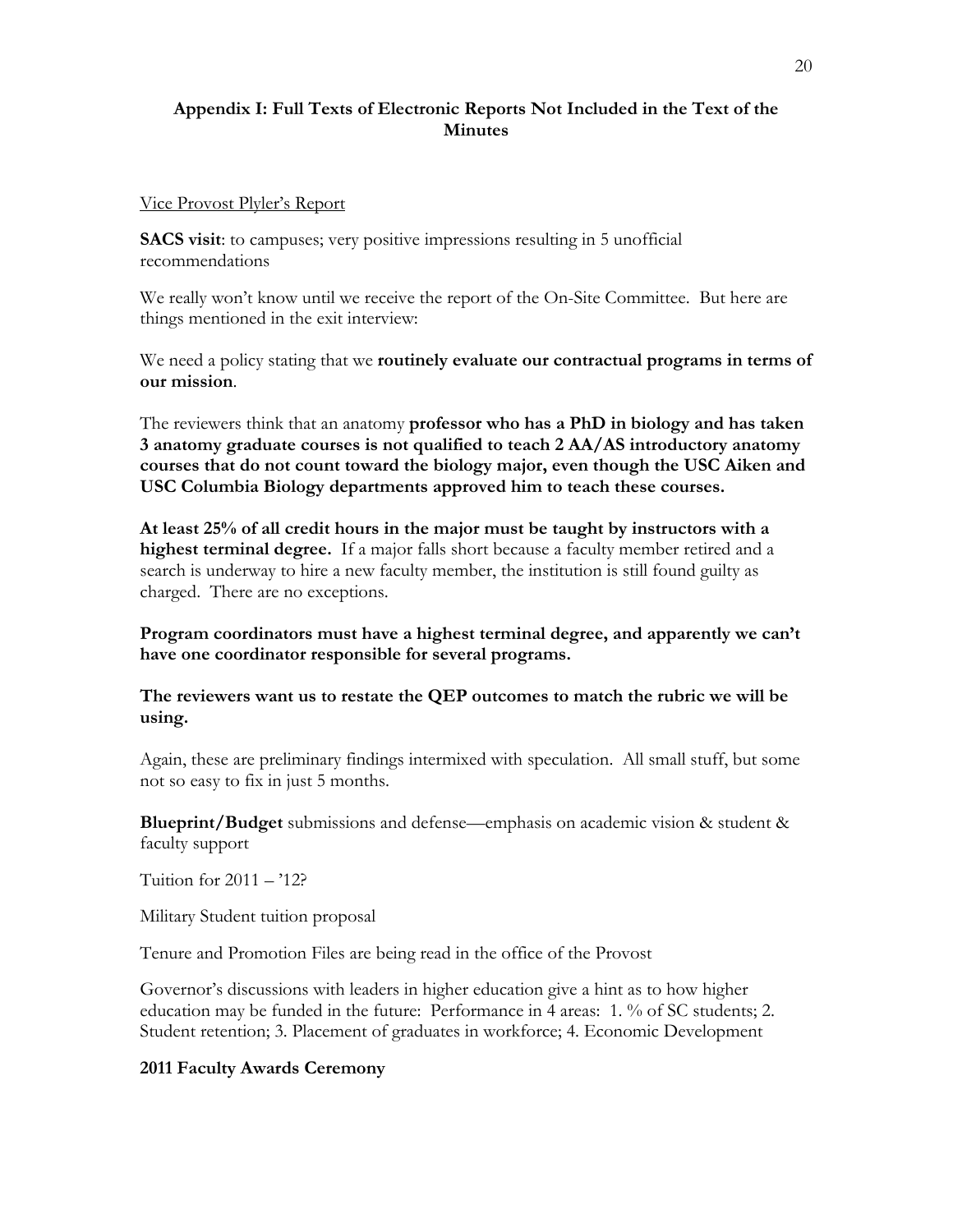## Appendix I: Full Texts of Electronic Reports Not Included in the Text of the Minutes

Vice Provost Plyler's Report

**SACS visit**: to campuses; very positive impressions resulting in 5 unofficial recommendations

We really won't know until we receive the report of the On-Site Committee. But here are things mentioned in the exit interview:

We need a policy stating that we **routinely evaluate our contractual programs in terms of our mission**.

The reviewers think that an anatomy **professor who has a PhD in biology and has taken 3 anatomy graduate courses is not qualified to teach 2 AA/AS introductory anatomy courses that do not count toward the biology major, even though the USC Aiken and USC Columbia Biology departments approved him to teach these courses.**

**At least 25% of all credit hours in the major must be taught by instructors with a highest terminal degree.** If a major falls short because a faculty member retired and a search is underway to hire a new faculty member, the institution is still found guilty as charged. There are no exceptions.

**Program coordinators must have a highest terminal degree, and apparently we can't have one coordinator responsible for several programs.**

**The reviewers want us to restate the QEP outcomes to match the rubric we will be using.**

Again, these are preliminary findings intermixed with speculation. All small stuff, but some not so easy to fix in just 5 months.

**Blueprint/Budget** submissions and defense—emphasis on academic vision & student & faculty support

Tuition for 2011 – '12?

Military Student tuition proposal

Tenure and Promotion Files are being read in the office of the Provost

Governor's discussions with leaders in higher education give a hint as to how higher education may be funded in the future: Performance in 4 areas: 1. % of SC students; 2. Student retention; 3. Placement of graduates in workforce; 4. Economic Development

**2011 Faculty Awards Ceremony**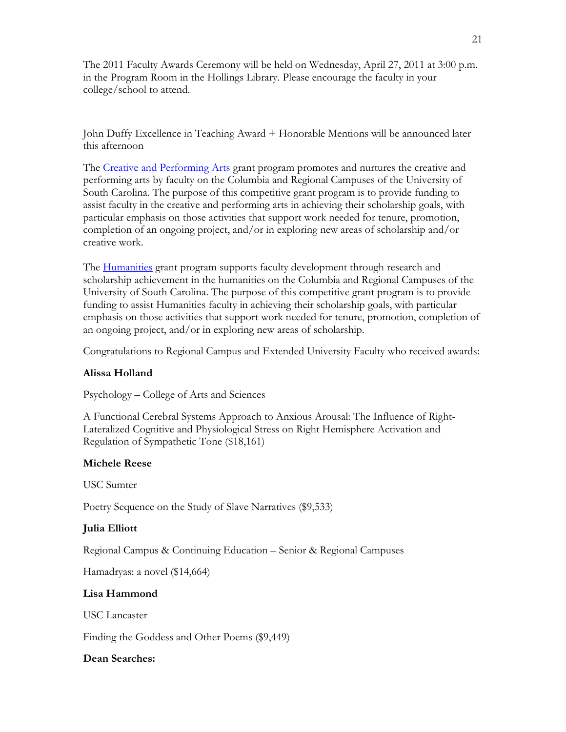The 2011 Faculty Awards Ceremony will be held on Wednesday, April 27, 2011 at 3:00 p.m. in the Program Room in the Hollings Library. Please encourage the faculty in your college/school to attend.

John Duffy Excellence in Teaching Award + Honorable Mentions will be announced later this afternoon

The Creative and Performing Arts grant program promotes and nurtures the creative and performing arts by faculty on the Columbia and Regional Campuses of the University of South Carolina. The purpose of this competitive grant program is to provide funding to assist faculty in the creative and performing arts in achieving their scholarship goals, with particular emphasis on those activities that support work needed for tenure, promotion, completion of an ongoing project, and/or in exploring new areas of scholarship and/or creative work.

The Humanities grant program supports faculty development through research and scholarship achievement in the humanities on the Columbia and Regional Campuses of the University of South Carolina. The purpose of this competitive grant program is to provide funding to assist Humanities faculty in achieving their scholarship goals, with particular emphasis on those activities that support work needed for tenure, promotion, completion of an ongoing project, and/or in exploring new areas of scholarship.

Congratulations to Regional Campus and Extended University Faculty who received awards:

**Alissa Holland**

Psychology – College of Arts and Sciences

A Functional Cerebral Systems Approach to Anxious Arousal: The Influence of Right-Lateralized Cognitive and Physiological Stress on Right Hemisphere Activation and Regulation of Sympathetic Tone ($18,161)

**Michele Reese**

USC Sumter

Poetry Sequence on the Study of Slave Narratives ($9,533)

**Julia Elliott**

Regional Campus & Continuing Education – Senior & Regional Campuses

Hamadryas: a novel ($14,664)

**Lisa Hammond**

USC Lancaster

Finding the Goddess and Other Poems ($9,449)

**Dean Searches:**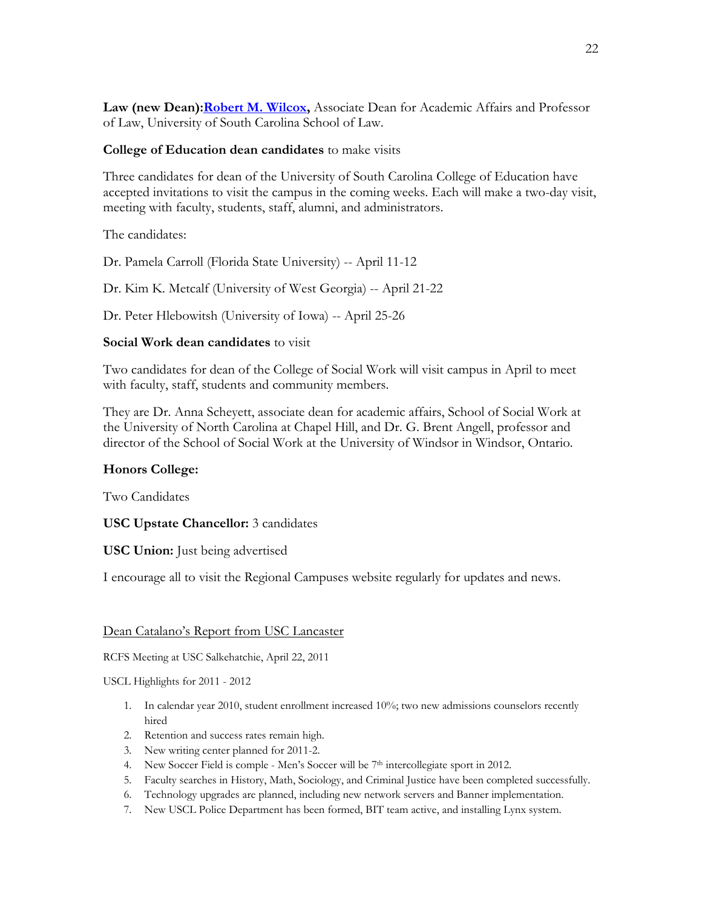**Law (new Dean):[Robert M. Wilcox](#),** Associate Dean for Academic Affairs and Professor of Law, University of South Carolina School of Law.

**College of Education dean candidates** to make visits

Three candidates for dean of the University of South Carolina College of Education have accepted invitations to visit the campus in the coming weeks. Each will make a two-day visit, meeting with faculty, students, staff, alumni, and administrators.

The candidates:

Dr. Pamela Carroll (Florida State University) -- April 11-12

Dr. Kim K. Metcalf (University of West Georgia) -- April 21-22

Dr. Peter Hlebowitsh (University of Iowa) -- April 25-26

**Social Work dean candidates** to visit

Two candidates for dean of the College of Social Work will visit campus in April to meet with faculty, staff, students and community members.

They are Dr. Anna Scheyett, associate dean for academic affairs, School of Social Work at the University of North Carolina at Chapel Hill, and Dr. G. Brent Angell, professor and director of the School of Social Work at the University of Windsor in Windsor, Ontario.

**Honors College:**

Two Candidates

**USC Upstate Chancellor:** 3 candidates

**USC Union:** Just being advertised

I encourage all to visit the Regional Campuses website regularly for updates and news.

<u>Dean Catalano's Report from USC Lancaster</u>

RCFS Meeting at USC Salkehatchie, April 22, 2011

USCL Highlights for 2011 - 2012

1. In calendar year 2010, student enrollment increased 10%; two new admissions counselors recently hired
2. Retention and success rates remain high.
3. New writing center planned for 2011-2.
4. New Soccer Field is comple - Men's Soccer will be 7th intercollegiate sport in 2012.
5. Faculty searches in History, Math, Sociology, and Criminal Justice have been completed successfully.
6. Technology upgrades are planned, including new network servers and Banner implementation.
7. New USCL Police Department has been formed, BIT team active, and installing Lynx system.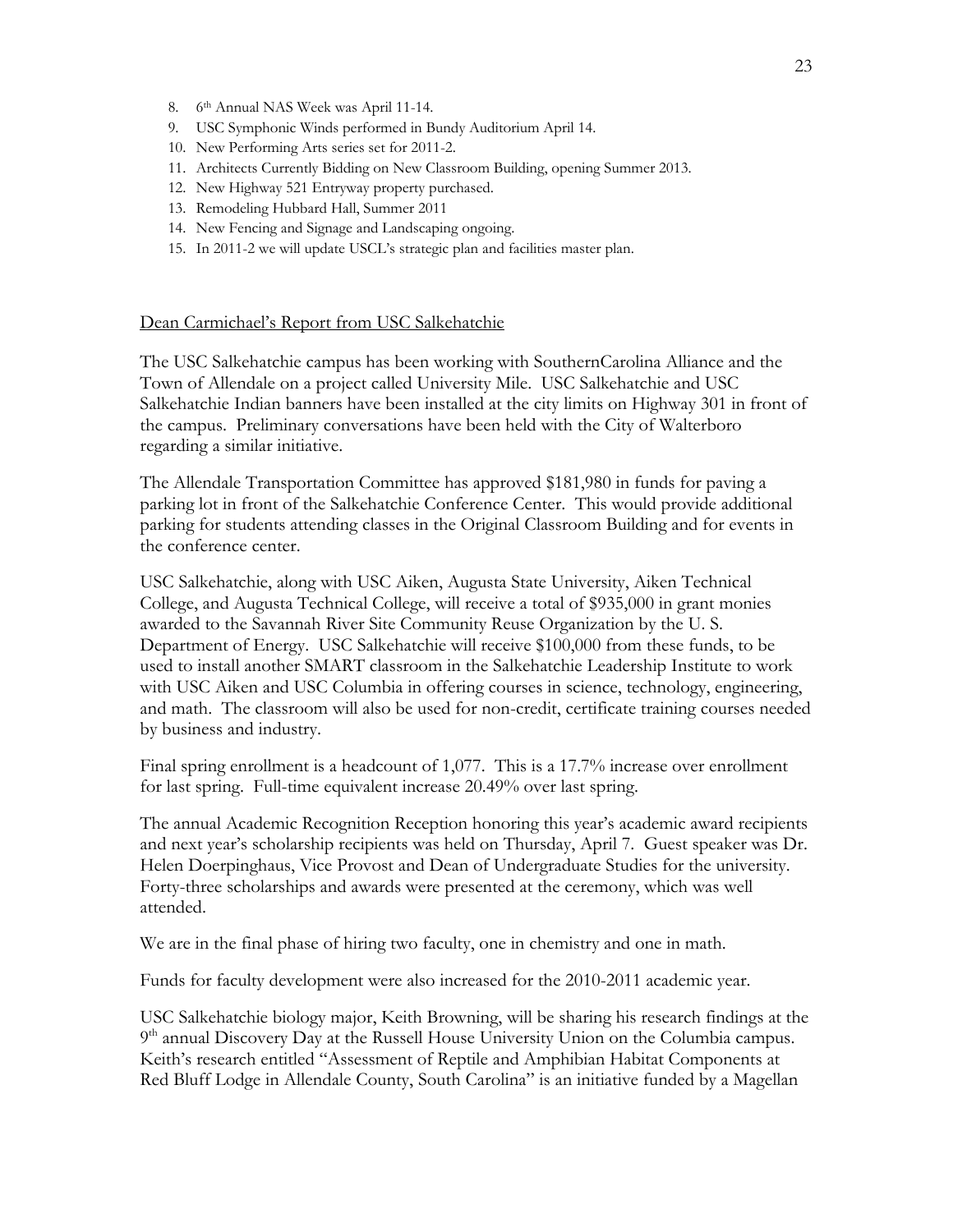8. 6th Annual NAS Week was April 11-14.
9. USC Symphonic Winds performed in Bundy Auditorium April 14.
10. New Performing Arts series set for 2011-2.
11. Architects Currently Bidding on New Classroom Building, opening Summer 2013.
12. New Highway 521 Entryway property purchased.
13. Remodeling Hubbard Hall, Summer 2011
14. New Fencing and Signage and Landscaping ongoing.
15. In 2011-2 we will update USCL's strategic plan and facilities master plan.

<u>Dean Carmichael's Report from USC Salkehatchie</u>

The USC Salkehatchie campus has been working with SouthernCarolina Alliance and the Town of Allendale on a project called University Mile. USC Salkehatchie and USC Salkehatchie Indian banners have been installed at the city limits on Highway 301 in front of the campus. Preliminary conversations have been held with the City of Walterboro regarding a similar initiative.

The Allendale Transportation Committee has approved $181,980 in funds for paving a parking lot in front of the Salkehatchie Conference Center. This would provide additional parking for students attending classes in the Original Classroom Building and for events in the conference center.

USC Salkehatchie, along with USC Aiken, Augusta State University, Aiken Technical College, and Augusta Technical College, will receive a total of $935,000 in grant monies awarded to the Savannah River Site Community Reuse Organization by the U. S. Department of Energy. USC Salkehatchie will receive $100,000 from these funds, to be used to install another SMART classroom in the Salkehatchie Leadership Institute to work with USC Aiken and USC Columbia in offering courses in science, technology, engineering, and math. The classroom will also be used for non-credit, certificate training courses needed by business and industry.

Final spring enrollment is a headcount of 1,077. This is a 17.7% increase over enrollment for last spring. Full-time equivalent increase 20.49% over last spring.

The annual Academic Recognition Reception honoring this year's academic award recipients and next year's scholarship recipients was held on Thursday, April 7. Guest speaker was Dr. Helen Doerpinghaus, Vice Provost and Dean of Undergraduate Studies for the university. Forty-three scholarships and awards were presented at the ceremony, which was well attended.

We are in the final phase of hiring two faculty, one in chemistry and one in math.

Funds for faculty development were also increased for the 2010-2011 academic year.

USC Salkehatchie biology major, Keith Browning, will be sharing his research findings at the 9th annual Discovery Day at the Russell House University Union on the Columbia campus. Keith's research entitled "Assessment of Reptile and Amphibian Habitat Components at Red Bluff Lodge in Allendale County, South Carolina" is an initiative funded by a Magellan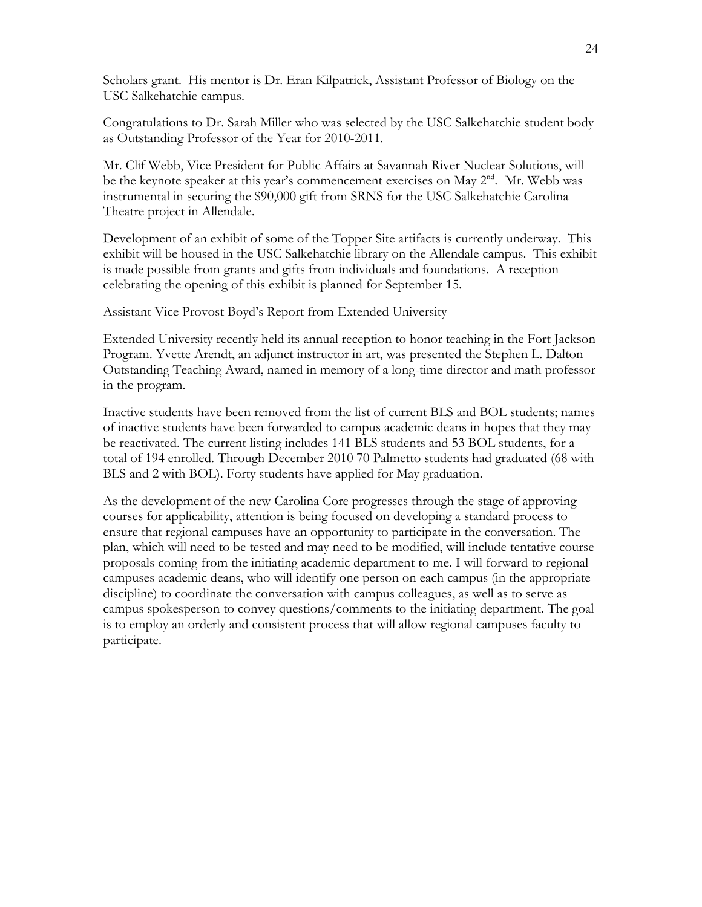Scholars grant. His mentor is Dr. Eran Kilpatrick, Assistant Professor of Biology on the USC Salkehatchie campus.

Congratulations to Dr. Sarah Miller who was selected by the USC Salkehatchie student body as Outstanding Professor of the Year for 2010-2011.

Mr. Clif Webb, Vice President for Public Affairs at Savannah River Nuclear Solutions, will be the keynote speaker at this year's commencement exercises on May 2nd. Mr. Webb was instrumental in securing the $90,000 gift from SRNS for the USC Salkehatchie Carolina Theatre project in Allendale.

Development of an exhibit of some of the Topper Site artifacts is currently underway. This exhibit will be housed in the USC Salkehatchie library on the Allendale campus. This exhibit is made possible from grants and gifts from individuals and foundations. A reception celebrating the opening of this exhibit is planned for September 15.

Assistant Vice Provost Boyd's Report from Extended University

Extended University recently held its annual reception to honor teaching in the Fort Jackson Program. Yvette Arendt, an adjunct instructor in art, was presented the Stephen L. Dalton Outstanding Teaching Award, named in memory of a long-time director and math professor in the program.

Inactive students have been removed from the list of current BLS and BOL students; names of inactive students have been forwarded to campus academic deans in hopes that they may be reactivated. The current listing includes 141 BLS students and 53 BOL students, for a total of 194 enrolled. Through December 2010 70 Palmetto students had graduated (68 with BLS and 2 with BOL). Forty students have applied for May graduation.

As the development of the new Carolina Core progresses through the stage of approving courses for applicability, attention is being focused on developing a standard process to ensure that regional campuses have an opportunity to participate in the conversation. The plan, which will need to be tested and may need to be modified, will include tentative course proposals coming from the initiating academic department to me. I will forward to regional campuses academic deans, who will identify one person on each campus (in the appropriate discipline) to coordinate the conversation with campus colleagues, as well as to serve as campus spokesperson to convey questions/comments to the initiating department. The goal is to employ an orderly and consistent process that will allow regional campuses faculty to participate.